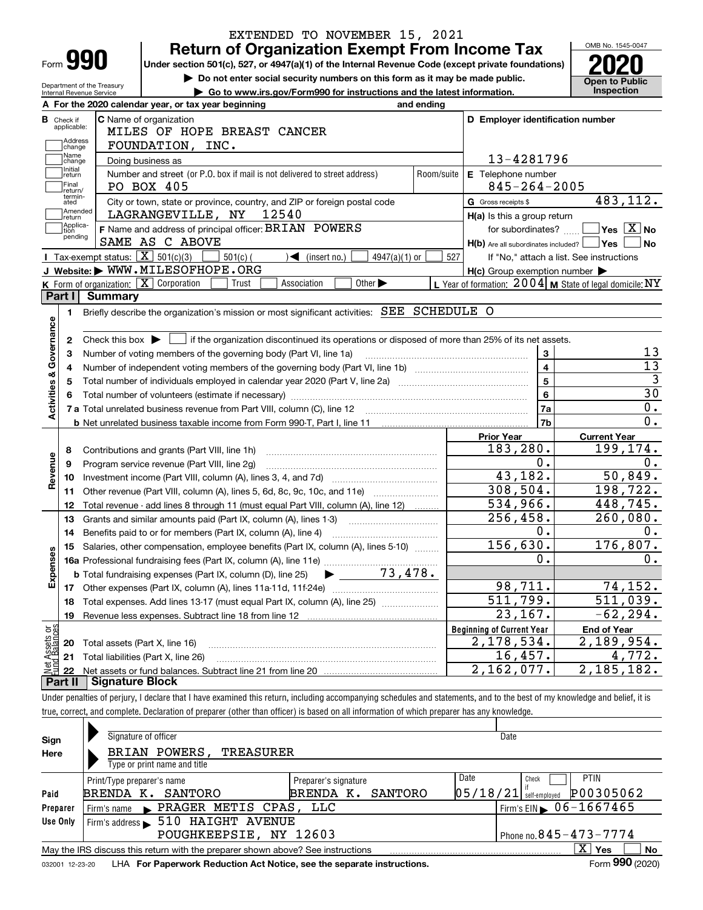EXTENDED TO NOVEMBER 15, 2021

# Form 990 — Return of Organization Exempt From Income Tax

Under section 501(c), 527, or 4947(a)(1) of the Internal Revenue Code (except private foundations)

▶ Do not enter social security numbers on this form as it may be made public.

▶ Go to www.irs.gov/Form990 for instructions and the latest information.

Department of the Treasury
Internal Revenue Service

OMB No. 1545-0047

**2020**

**Open to Public Inspection**

**A** For the 2020 calendar year, or tax year beginning and ending

**B** Check if applicable: Address change, Name change, Initial return, Final return/terminated, Amended return, Application pending

**C** Name of organization: MILES OF HOPE BREAST CANCER FOUNDATION, INC.

Doing business as

Number and street (or P.O. box if mail is not delivered to street address): PO BOX 405 — Room/suite

City or town, state or province, country, and ZIP or foreign postal code: LAGRANGEVILLE, NY 12540

**D** Employer identification number: 13-4281796

**E** Telephone number: 845-264-2005

**G** Gross receipts $ 483,112.

**F** Name and address of principal officer: BRIAN POWERS, SAME AS C ABOVE

**H(a)** Is this a group return for subordinates? ☐ Yes ☒ No

**H(b)** Are all subordinates included? ☐ Yes ☐ No — If "No," attach a list. See instructions

**H(c)** Group exemption number ▶

**I** Tax-exempt status: ☒ 501(c)(3) ☐ 501(c) ( ) ◀ (insert no.) ☐ 4947(a)(1) or ☐ 527

**J** Website: ▶ WWW.MILESOFHOPE.ORG

**K** Form of organization: ☒ Corporation ☐ Trust ☐ Association ☐ Other ▶

**L** Year of formation: 2004 **M** State of legal domicile: NY

## Part I Summary

**Activities & Governance**

1. Briefly describe the organization's mission or most significant activities: SEE SCHEDULE O
2. Check this box ▶ ☐ if the organization discontinued its operations or disposed of more than 25% of its net assets.

| | | | |
|---|---|---|---|
| 3 | Number of voting members of the governing body (Part VI, line 1a) | 3 | 13 |
| 4 | Number of independent voting members of the governing body (Part VI, line 1b) | 4 | 13 |
| 5 | Total number of individuals employed in calendar year 2020 (Part V, line 2a) | 5 | 3 |
| 6 | Total number of volunteers (estimate if necessary) | 6 | 30 |
| 7a | Total unrelated business revenue from Part VIII, column (C), line 12 | 7a | 0. |
| b | Net unrelated business taxable income from Form 990-T, Part I, line 11 | 7b | 0. |

| | | Prior Year | Current Year |
|---|---|---|---|
| **Revenue** | | | |
| 8 | Contributions and grants (Part VIII, line 1h) | 183,280. | 199,174. |
| 9 | Program service revenue (Part VIII, line 2g) | 0. | 0. |
| 10 | Investment income (Part VIII, column (A), lines 3, 4, and 7d) | 43,182. | 50,849. |
| 11 | Other revenue (Part VIII, column (A), lines 5, 6d, 8c, 9c, 10c, and 11e) | 308,504. | 198,722. |
| 12 | Total revenue - add lines 8 through 11 (must equal Part VIII, column (A), line 12) | 534,966. | 448,745. |
| **Expenses** | | | |
| 13 | Grants and similar amounts paid (Part IX, column (A), lines 1-3) | 256,458. | 260,080. |
| 14 | Benefits paid to or for members (Part IX, column (A), line 4) | 0. | 0. |
| 15 | Salaries, other compensation, employee benefits (Part IX, column (A), lines 5-10) | 156,630. | 176,807. |
| 16a | Professional fundraising fees (Part IX, column (A), line 11e) | 0. | 0. |
| b | Total fundraising expenses (Part IX, column (D), line 25) ▶ 73,478. | | |
| 17 | Other expenses (Part IX, column (A), lines 11a-11d, 11f-24e) | 98,711. | 74,152. |
| 18 | Total expenses. Add lines 13-17 (must equal Part IX, column (A), line 25) | 511,799. | 511,039. |
| 19 | Revenue less expenses. Subtract line 18 from line 12 | 23,167. | -62,294. |

| | **Net Assets or Fund Balances** | Beginning of Current Year | End of Year |
|---|---|---|---|
| 20 | Total assets (Part X, line 16) | 2,178,534. | 2,189,954. |
| 21 | Total liabilities (Part X, line 26) | 16,457. | 4,772. |
| 22 | Net assets or fund balances. Subtract line 21 from line 20 | 2,162,077. | 2,185,182. |

## Part II Signature Block

Under penalties of perjury, I declare that I have examined this return, including accompanying schedules and statements, and to the best of my knowledge and belief, it is true, correct, and complete. Declaration of preparer (other than officer) is based on all information of which preparer has any knowledge.

**Sign Here**

Signature of officer — Date

BRIAN POWERS, TREASURER
Type or print name and title

**Paid Preparer Use Only**

| Print/Type preparer's name | Preparer's signature | Date | Check ☐ if self-employed | PTIN |
|---|---|---|---|---|
| BRENDA K. SANTORO | BRENDA K. SANTORO | 05/18/21 | | P00305062 |

Firm's name ▶ PRAGER METIS CPAS, LLC — Firm's EIN ▶ 06-1667465

Firm's address ▶ 510 HAIGHT AVENUE, POUGHKEEPSIE, NY 12603 — Phone no. 845-473-7774

May the IRS discuss this return with the preparer shown above? See instructions ☒ Yes ☐ No

032001 12-23-20 LHA For Paperwork Reduction Act Notice, see the separate instructions. Form **990** (2020)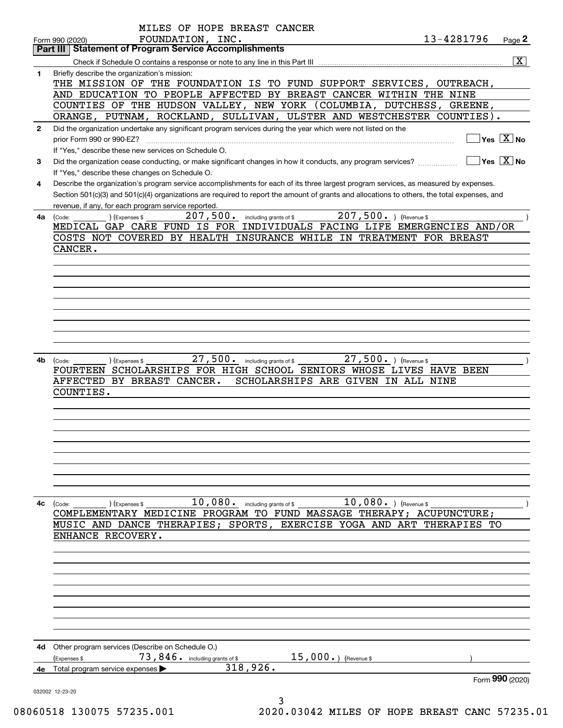MILES OF HOPE BREAST CANCER FOUNDATION, INC. 13-4281796

Form 990 (2020) Page 2

## Part III | Statement of Program Service Accomplishments

Check if Schedule O contains a response or note to any line in this Part III [X]

**1** Briefly describe the organization's mission:

THE MISSION OF THE FOUNDATION IS TO FUND SUPPORT SERVICES, OUTREACH, AND EDUCATION TO PEOPLE AFFECTED BY BREAST CANCER WITHIN THE NINE COUNTIES OF THE HUDSON VALLEY, NEW YORK (COLUMBIA, DUTCHESS, GREENE, ORANGE, PUTNAM, ROCKLAND, SULLIVAN, ULSTER AND WESTCHESTER COUNTIES).

**2** Did the organization undertake any significant program services during the year which were not listed on the prior Form 990 or 990-EZ? [ ] Yes [X] No

If "Yes," describe these new services on Schedule O.

**3** Did the organization cease conducting, or make significant changes in how it conducts, any program services? [ ] Yes [X] No

If "Yes," describe these changes on Schedule O.

**4** Describe the organization's program service accomplishments for each of its three largest program services, as measured by expenses. Section 501(c)(3) and 501(c)(4) organizations are required to report the amount of grants and allocations to others, the total expenses, and revenue, if any, for each program service reported.

**4a** (Code: ) (Expenses $ 207,500. including grants of $ 207,500. ) (Revenue $ )

MEDICAL GAP CARE FUND IS FOR INDIVIDUALS FACING LIFE EMERGENCIES AND/OR COSTS NOT COVERED BY HEALTH INSURANCE WHILE IN TREATMENT FOR BREAST CANCER.

**4b** (Code: ) (Expenses $ 27,500. including grants of $ 27,500. ) (Revenue $ )

FOURTEEN SCHOLARSHIPS FOR HIGH SCHOOL SENIORS WHOSE LIVES HAVE BEEN AFFECTED BY BREAST CANCER. SCHOLARSHIPS ARE GIVEN IN ALL NINE COUNTIES.

**4c** (Code: ) (Expenses $ 10,080. including grants of $ 10,080. ) (Revenue $ )

COMPLEMENTARY MEDICINE PROGRAM TO FUND MASSAGE THERAPY; ACUPUNCTURE; MUSIC AND DANCE THERAPIES; SPORTS, EXERCISE YOGA AND ART THERAPIES TO ENHANCE RECOVERY.

**4d** Other program services (Describe on Schedule O.)

(Expenses $ 73,846. including grants of $ 15,000.) (Revenue $ )

**4e** Total program service expenses ▶ 318,926.

Form **990** (2020)

032002 12-23-20

08060518 130075 57235.001 2020.03042 MILES OF HOPE BREAST CANC 57235.01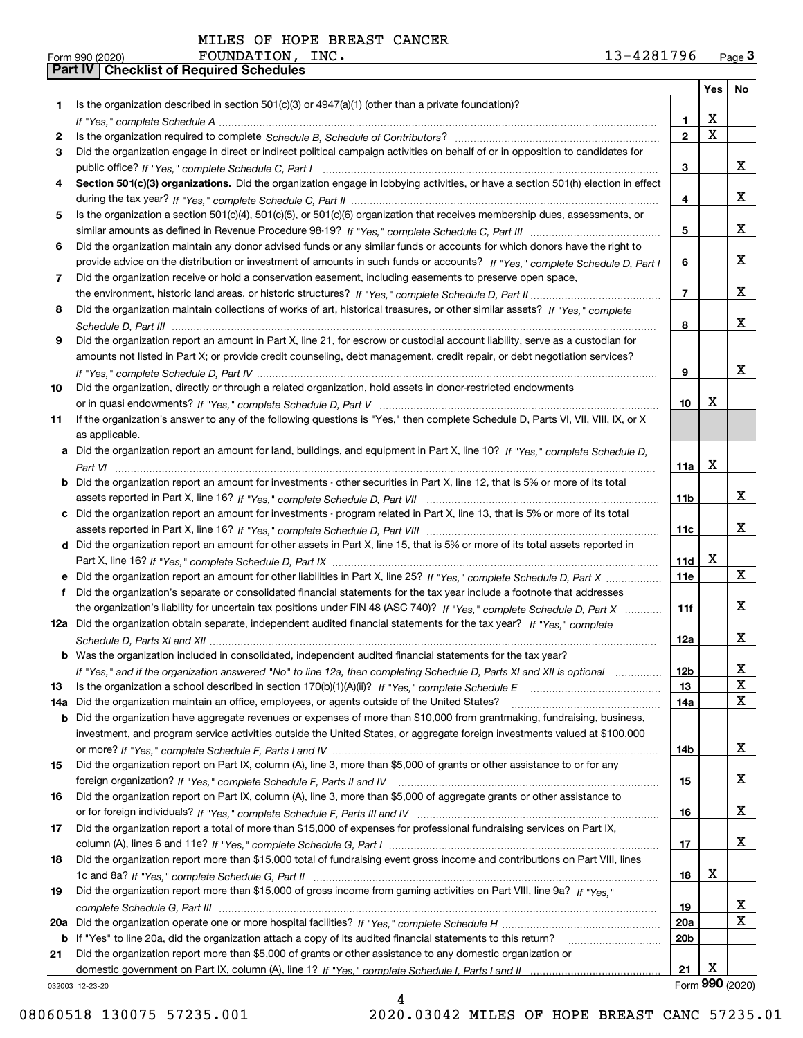MILES OF HOPE BREAST CANCER

Form 990 (2020) FOUNDATION, INC. 13-4281796 Page 3

**Part IV Checklist of Required Schedules**

| | | | Yes | No |
|---|---|---|---|---|
| 1 | Is the organization described in section 501(c)(3) or 4947(a)(1) (other than a private foundation)? *If "Yes," complete Schedule A* | 1 | X | |
| 2 | Is the organization required to complete *Schedule B, Schedule of Contributors*? | 2 | X | |
| 3 | Did the organization engage in direct or indirect political campaign activities on behalf of or in opposition to candidates for public office? *If "Yes," complete Schedule C, Part I* | 3 | | X |
| 4 | **Section 501(c)(3) organizations.** Did the organization engage in lobbying activities, or have a section 501(h) election in effect during the tax year? *If "Yes," complete Schedule C, Part II* | 4 | | X |
| 5 | Is the organization a section 501(c)(4), 501(c)(5), or 501(c)(6) organization that receives membership dues, assessments, or similar amounts as defined in Revenue Procedure 98-19? *If "Yes," complete Schedule C, Part III* | 5 | | X |
| 6 | Did the organization maintain any donor advised funds or any similar funds or accounts for which donors have the right to provide advice on the distribution or investment of amounts in such funds or accounts? *If "Yes," complete Schedule D, Part I* | 6 | | X |
| 7 | Did the organization receive or hold a conservation easement, including easements to preserve open space, the environment, historic land areas, or historic structures? *If "Yes," complete Schedule D, Part II* | 7 | | X |
| 8 | Did the organization maintain collections of works of art, historical treasures, or other similar assets? *If "Yes," complete Schedule D, Part III* | 8 | | X |
| 9 | Did the organization report an amount in Part X, line 21, for escrow or custodial account liability, serve as a custodian for amounts not listed in Part X; or provide credit counseling, debt management, credit repair, or debt negotiation services? *If "Yes," complete Schedule D, Part IV* | 9 | | X |
| 10 | Did the organization, directly or through a related organization, hold assets in donor-restricted endowments or in quasi endowments? *If "Yes," complete Schedule D, Part V* | 10 | X | |
| 11 | If the organization's answer to any of the following questions is "Yes," then complete Schedule D, Parts VI, VII, VIII, IX, or X as applicable. | | | |
| a | Did the organization report an amount for land, buildings, and equipment in Part X, line 10? *If "Yes," complete Schedule D, Part VI* | 11a | X | |
| b | Did the organization report an amount for investments - other securities in Part X, line 12, that is 5% or more of its total assets reported in Part X, line 16? *If "Yes," complete Schedule D, Part VII* | 11b | | X |
| c | Did the organization report an amount for investments - program related in Part X, line 13, that is 5% or more of its total assets reported in Part X, line 16? *If "Yes," complete Schedule D, Part VIII* | 11c | | X |
| d | Did the organization report an amount for other assets in Part X, line 15, that is 5% or more of its total assets reported in Part X, line 16? *If "Yes," complete Schedule D, Part IX* | 11d | X | |
| e | Did the organization report an amount for other liabilities in Part X, line 25? *If "Yes," complete Schedule D, Part X* | 11e | | X |
| f | Did the organization's separate or consolidated financial statements for the tax year include a footnote that addresses the organization's liability for uncertain tax positions under FIN 48 (ASC 740)? *If "Yes," complete Schedule D, Part X* | 11f | | X |
| 12a | Did the organization obtain separate, independent audited financial statements for the tax year? *If "Yes," complete Schedule D, Parts XI and XII* | 12a | | X |
| b | Was the organization included in consolidated, independent audited financial statements for the tax year? *If "Yes," and if the organization answered "No" to line 12a, then completing Schedule D, Parts XI and XII is optional* | 12b | | X |
| 13 | Is the organization a school described in section 170(b)(1)(A)(ii)? *If "Yes," complete Schedule E* | 13 | | X |
| 14a | Did the organization maintain an office, employees, or agents outside of the United States? | 14a | | X |
| b | Did the organization have aggregate revenues or expenses of more than $10,000 from grantmaking, fundraising, business, investment, and program service activities outside the United States, or aggregate foreign investments valued at $100,000 or more? *If "Yes," complete Schedule F, Parts I and IV* | 14b | | X |
| 15 | Did the organization report on Part IX, column (A), line 3, more than $5,000 of grants or other assistance to or for any foreign organization? *If "Yes," complete Schedule F, Parts II and IV* | 15 | | X |
| 16 | Did the organization report on Part IX, column (A), line 3, more than $5,000 of aggregate grants or other assistance to or for foreign individuals? *If "Yes," complete Schedule F, Parts III and IV* | 16 | | X |
| 17 | Did the organization report a total of more than $15,000 of expenses for professional fundraising services on Part IX, column (A), lines 6 and 11e? *If "Yes," complete Schedule G, Part I* | 17 | | X |
| 18 | Did the organization report more than $15,000 total of fundraising event gross income and contributions on Part VIII, lines 1c and 8a? *If "Yes," complete Schedule G, Part II* | 18 | X | |
| 19 | Did the organization report more than $15,000 of gross income from gaming activities on Part VIII, line 9a? *If "Yes," complete Schedule G, Part III* | 19 | | X |
| 20a | Did the organization operate one or more hospital facilities? *If "Yes," complete Schedule H* | 20a | | X |
| b | If "Yes" to line 20a, did the organization attach a copy of its audited financial statements to this return? | 20b | | |
| 21 | Did the organization report more than $5,000 of grants or other assistance to any domestic organization or domestic government on Part IX, column (A), line 1? *If "Yes," complete Schedule I, Parts I and II* | 21 | X | |

032003 12-23-20 Form **990** (2020)

08060518 130075 57235.001 2020.03042 MILES OF HOPE BREAST CANC 57235.01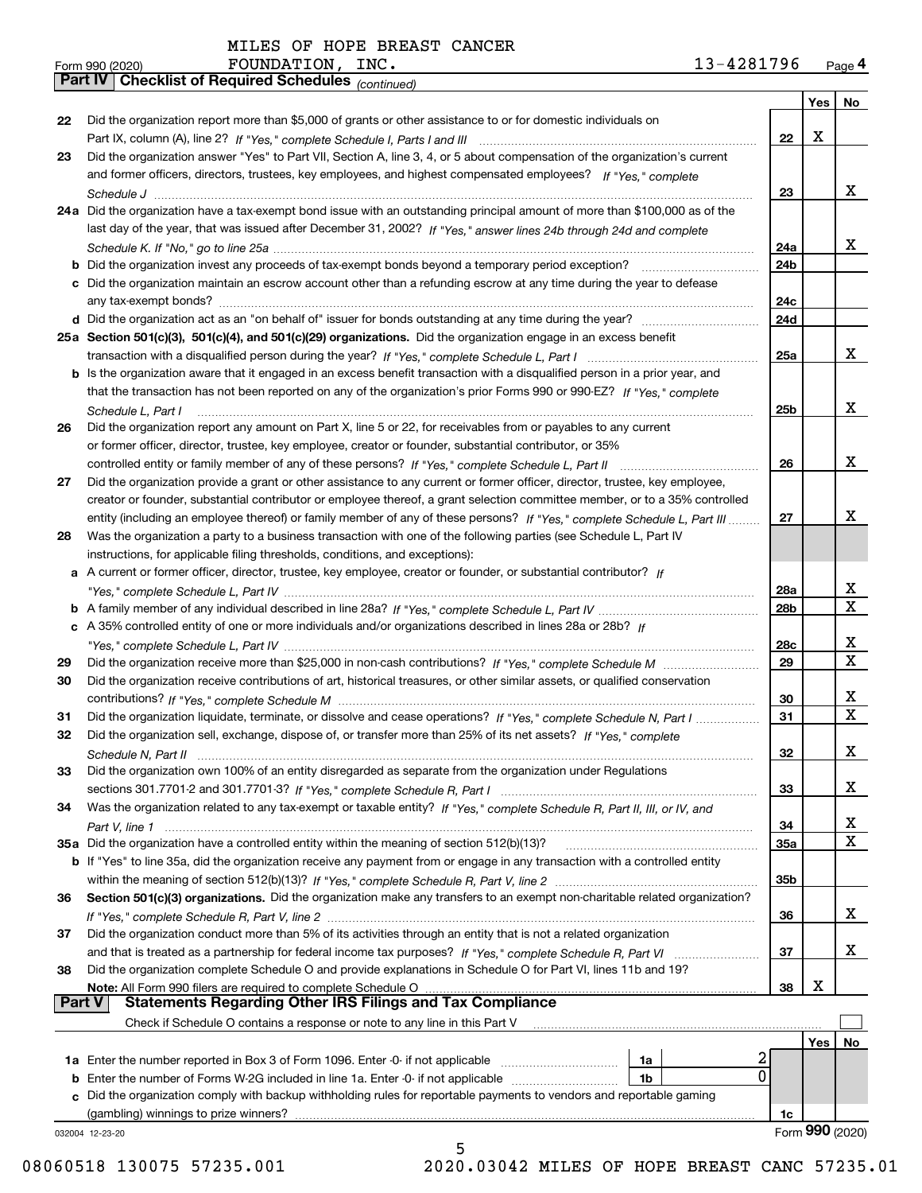MILES OF HOPE BREAST CANCER FOUNDATION, INC. 13-4281796

Form 990 (2020) Page 4

## Part IV Checklist of Required Schedules (continued)

| | | | Yes | No |
|---|---|---|---|---|
| 22 | Did the organization report more than $5,000 of grants or other assistance to or for domestic individuals on Part IX, column (A), line 2? *If "Yes," complete Schedule I, Parts I and III* | 22 | X | |
| 23 | Did the organization answer "Yes" to Part VII, Section A, line 3, 4, or 5 about compensation of the organization's current and former officers, directors, trustees, key employees, and highest compensated employees? *If "Yes," complete Schedule J* | 23 | | X |
| 24a | Did the organization have a tax-exempt bond issue with an outstanding principal amount of more than $100,000 as of the last day of the year, that was issued after December 31, 2002? *If "Yes," answer lines 24b through 24d and complete Schedule K. If "No," go to line 25a* | 24a | | X |
| b | Did the organization invest any proceeds of tax-exempt bonds beyond a temporary period exception? | 24b | | |
| c | Did the organization maintain an escrow account other than a refunding escrow at any time during the year to defease any tax-exempt bonds? | 24c | | |
| d | Did the organization act as an "on behalf of" issuer for bonds outstanding at any time during the year? | 24d | | |
| 25a | **Section 501(c)(3), 501(c)(4), and 501(c)(29) organizations.** Did the organization engage in an excess benefit transaction with a disqualified person during the year? *If "Yes," complete Schedule L, Part I* | 25a | | X |
| b | Is the organization aware that it engaged in an excess benefit transaction with a disqualified person in a prior year, and that the transaction has not been reported on any of the organization's prior Forms 990 or 990-EZ? *If "Yes," complete Schedule L, Part I* | 25b | | X |
| 26 | Did the organization report any amount on Part X, line 5 or 22, for receivables from or payables to any current or former officer, director, trustee, key employee, creator or founder, substantial contributor, or 35% controlled entity or family member of any of these persons? *If "Yes," complete Schedule L, Part II* | 26 | | X |
| 27 | Did the organization provide a grant or other assistance to any current or former officer, director, trustee, key employee, creator or founder, substantial contributor or employee thereof, a grant selection committee member, or to a 35% controlled entity (including an employee thereof) or family member of any of these persons? *If "Yes," complete Schedule L, Part III* | 27 | | X |
| 28 | Was the organization a party to a business transaction with one of the following parties (see Schedule L, Part IV instructions, for applicable filing thresholds, conditions, and exceptions): | | | |
| a | A current or former officer, director, trustee, key employee, creator or founder, or substantial contributor? *If "Yes," complete Schedule L, Part IV* | 28a | | X |
| b | A family member of any individual described in line 28a? *If "Yes," complete Schedule L, Part IV* | 28b | | X |
| c | A 35% controlled entity of one or more individuals and/or organizations described in lines 28a or 28b? *If "Yes," complete Schedule L, Part IV* | 28c | | X |
| 29 | Did the organization receive more than $25,000 in non-cash contributions? *If "Yes," complete Schedule M* | 29 | | X |
| 30 | Did the organization receive contributions of art, historical treasures, or other similar assets, or qualified conservation contributions? *If "Yes," complete Schedule M* | 30 | | X |
| 31 | Did the organization liquidate, terminate, or dissolve and cease operations? *If "Yes," complete Schedule N, Part I* | 31 | | X |
| 32 | Did the organization sell, exchange, dispose of, or transfer more than 25% of its net assets? *If "Yes," complete Schedule N, Part II* | 32 | | X |
| 33 | Did the organization own 100% of an entity disregarded as separate from the organization under Regulations sections 301.7701-2 and 301.7701-3? *If "Yes," complete Schedule R, Part I* | 33 | | X |
| 34 | Was the organization related to any tax-exempt or taxable entity? *If "Yes," complete Schedule R, Part II, III, or IV, and Part V, line 1* | 34 | | X |
| 35a | Did the organization have a controlled entity within the meaning of section 512(b)(13)? | 35a | | X |
| b | If "Yes" to line 35a, did the organization receive any payment from or engage in any transaction with a controlled entity within the meaning of section 512(b)(13)? *If "Yes," complete Schedule R, Part V, line 2* | 35b | | |
| 36 | **Section 501(c)(3) organizations.** Did the organization make any transfers to an exempt non-charitable related organization? *If "Yes," complete Schedule R, Part V, line 2* | 36 | | X |
| 37 | Did the organization conduct more than 5% of its activities through an entity that is not a related organization and that is treated as a partnership for federal income tax purposes? *If "Yes," complete Schedule R, Part VI* | 37 | | X |
| 38 | Did the organization complete Schedule O and provide explanations in Schedule O for Part VI, lines 11b and 19? **Note:** All Form 990 filers are required to complete Schedule O | 38 | X | |

## Part V Statements Regarding Other IRS Filings and Tax Compliance

Check if Schedule O contains a response or note to any line in this Part V ☐

| | | | | | Yes | No |
|---|---|---|---|---|---|---|
| 1a | Enter the number reported in Box 3 of Form 1096. Enter -0- if not applicable | 1a | 2 | | | |
| b | Enter the number of Forms W-2G included in line 1a. Enter -0- if not applicable | 1b | 0 | | | |
| c | Did the organization comply with backup withholding rules for reportable payments to vendors and reportable gaming (gambling) winnings to prize winners? | | | 1c | | |

032004 12-23-20 Form **990** (2020)

08060518 130075 57235.001 2020.03042 MILES OF HOPE BREAST CANC 57235.01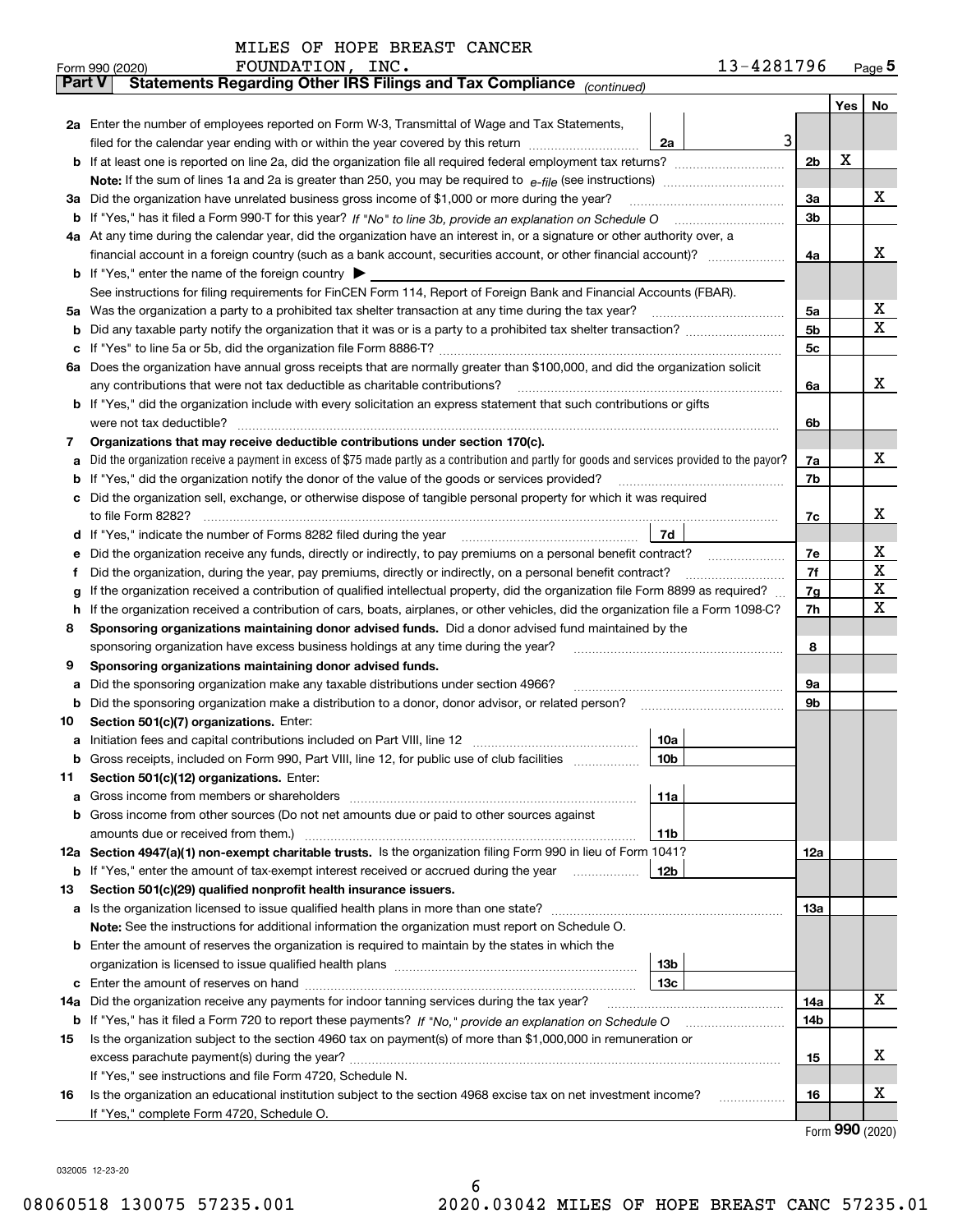MILES OF HOPE BREAST CANCER
Form 990 (2020) FOUNDATION, INC. 13-4281796 Page **5**

**Part V Statements Regarding Other IRS Filings and Tax Compliance** *(continued)*

| | | | | | Yes | No |
|---|---|---|---|---|---|---|
| **2a** | Enter the number of employees reported on Form W-3, Transmittal of Wage and Tax Statements, filed for the calendar year ending with or within the year covered by this return | 2a | 3 | | | |
| **b** | If at least one is reported on line 2a, did the organization file all required federal employment tax returns? | | | 2b | X | |
| | **Note:** If the sum of lines 1a and 2a is greater than 250, you may be required to *e-file* (see instructions) | | | | | |
| **3a** | Did the organization have unrelated business gross income of $1,000 or more during the year? | | | 3a | | X |
| **b** | If "Yes," has it filed a Form 990-T for this year? *If "No" to line 3b, provide an explanation on Schedule O* | | | 3b | | |
| **4a** | At any time during the calendar year, did the organization have an interest in, or a signature or other authority over, a financial account in a foreign country (such as a bank account, securities account, or other financial account)? | | | 4a | | X |
| **b** | If "Yes," enter the name of the foreign country ▶ | | | | | |
| | See instructions for filing requirements for FinCEN Form 114, Report of Foreign Bank and Financial Accounts (FBAR). | | | | | |
| **5a** | Was the organization a party to a prohibited tax shelter transaction at any time during the tax year? | | | 5a | | X |
| **b** | Did any taxable party notify the organization that it was or is a party to a prohibited tax shelter transaction? | | | 5b | | X |
| **c** | If "Yes" to line 5a or 5b, did the organization file Form 8886-T? | | | 5c | | |
| **6a** | Does the organization have annual gross receipts that are normally greater than $100,000, and did the organization solicit any contributions that were not tax deductible as charitable contributions? | | | 6a | | X |
| **b** | If "Yes," did the organization include with every solicitation an express statement that such contributions or gifts were not tax deductible? | | | 6b | | |
| **7** | **Organizations that may receive deductible contributions under section 170(c).** | | | | | |
| **a** | Did the organization receive a payment in excess of $75 made partly as a contribution and partly for goods and services provided to the payor? | | | 7a | | X |
| **b** | If "Yes," did the organization notify the donor of the value of the goods or services provided? | | | 7b | | |
| **c** | Did the organization sell, exchange, or otherwise dispose of tangible personal property for which it was required to file Form 8282? | | | 7c | | X |
| **d** | If "Yes," indicate the number of Forms 8282 filed during the year | 7d | | | | |
| **e** | Did the organization receive any funds, directly or indirectly, to pay premiums on a personal benefit contract? | | | 7e | | X |
| **f** | Did the organization, during the year, pay premiums, directly or indirectly, on a personal benefit contract? | | | 7f | | X |
| **g** | If the organization received a contribution of qualified intellectual property, did the organization file Form 8899 as required? | | | 7g | | X |
| **h** | If the organization received a contribution of cars, boats, airplanes, or other vehicles, did the organization file a Form 1098-C? | | | 7h | | X |
| **8** | **Sponsoring organizations maintaining donor advised funds.** Did a donor advised fund maintained by the sponsoring organization have excess business holdings at any time during the year? | | | 8 | | |
| **9** | **Sponsoring organizations maintaining donor advised funds.** | | | | | |
| **a** | Did the sponsoring organization make any taxable distributions under section 4966? | | | 9a | | |
| **b** | Did the sponsoring organization make a distribution to a donor, donor advisor, or related person? | | | 9b | | |
| **10** | **Section 501(c)(7) organizations.** Enter: | | | | | |
| **a** | Initiation fees and capital contributions included on Part VIII, line 12 | 10a | | | | |
| **b** | Gross receipts, included on Form 990, Part VIII, line 12, for public use of club facilities | 10b | | | | |
| **11** | **Section 501(c)(12) organizations.** Enter: | | | | | |
| **a** | Gross income from members or shareholders | 11a | | | | |
| **b** | Gross income from other sources (Do not net amounts due or paid to other sources against amounts due or received from them.) | 11b | | | | |
| **12a** | **Section 4947(a)(1) non-exempt charitable trusts.** Is the organization filing Form 990 in lieu of Form 1041? | | | 12a | | |
| **b** | If "Yes," enter the amount of tax-exempt interest received or accrued during the year | 12b | | | | |
| **13** | **Section 501(c)(29) qualified nonprofit health insurance issuers.** | | | | | |
| **a** | Is the organization licensed to issue qualified health plans in more than one state? | | | 13a | | |
| | **Note:** See the instructions for additional information the organization must report on Schedule O. | | | | | |
| **b** | Enter the amount of reserves the organization is required to maintain by the states in which the organization is licensed to issue qualified health plans | 13b | | | | |
| **c** | Enter the amount of reserves on hand | 13c | | | | |
| **14a** | Did the organization receive any payments for indoor tanning services during the tax year? | | | 14a | | X |
| **b** | If "Yes," has it filed a Form 720 to report these payments? *If "No," provide an explanation on Schedule O* | | | 14b | | |
| **15** | Is the organization subject to the section 4960 tax on payment(s) of more than $1,000,000 in remuneration or excess parachute payment(s) during the year? | | | 15 | | X |
| | If "Yes," see instructions and file Form 4720, Schedule N. | | | | | |
| **16** | Is the organization an educational institution subject to the section 4968 excise tax on net investment income? | | | 16 | | X |
| | If "Yes," complete Form 4720, Schedule O. | | | | | |

Form **990** (2020)

032005 12-23-20

08060518 130075 57235.001 2020.03042 MILES OF HOPE BREAST CANC 57235.01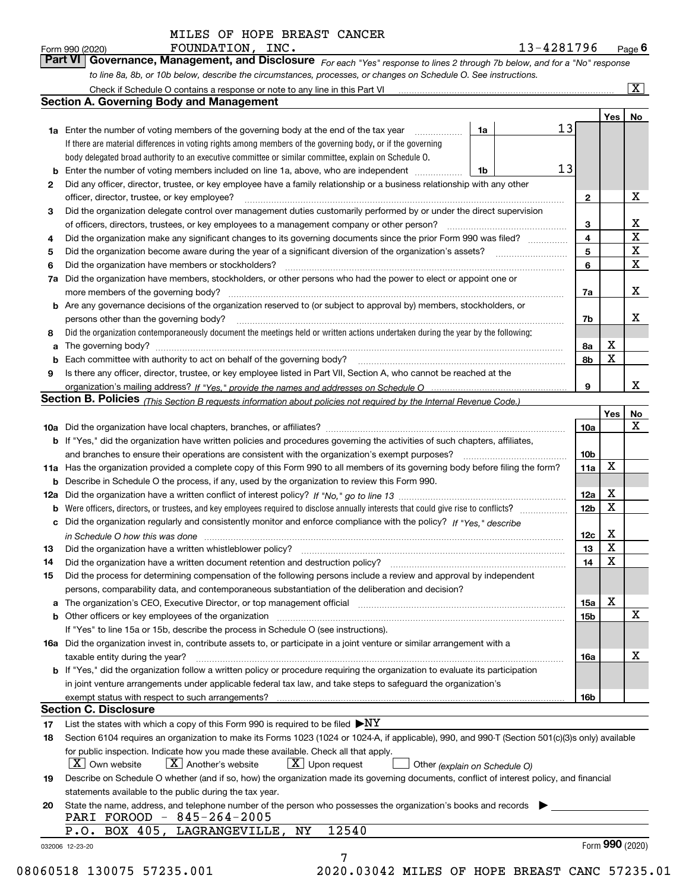MILES OF HOPE BREAST CANCER FOUNDATION, INC. 13-4281796

Form 990 (2020) Page 6

## Part VI Governance, Management, and Disclosure

*For each "Yes" response to lines 2 through 7b below, and for a "No" response to line 8a, 8b, or 10b below, describe the circumstances, processes, or changes on Schedule O. See instructions.*

Check if Schedule O contains a response or note to any line in this Part VI [X]

### Section A. Governing Body and Management

| | | | | Yes | No |
|---|---|---|---|---|---|
| 1a | Enter the number of voting members of the governing body at the end of the tax year. If there are material differences in voting rights among members of the governing body, or if the governing body delegated broad authority to an executive committee or similar committee, explain on Schedule O. | 1a: 13 | | | |
| b | Enter the number of voting members included on line 1a, above, who are independent | 1b: 13 | | | |
| 2 | Did any officer, director, trustee, or key employee have a family relationship or a business relationship with any other officer, director, trustee, or key employee? | | 2 | | X |
| 3 | Did the organization delegate control over management duties customarily performed by or under the direct supervision of officers, directors, trustees, or key employees to a management company or other person? | | 3 | | X |
| 4 | Did the organization make any significant changes to its governing documents since the prior Form 990 was filed? | | 4 | | X |
| 5 | Did the organization become aware during the year of a significant diversion of the organization's assets? | | 5 | | X |
| 6 | Did the organization have members or stockholders? | | 6 | | X |
| 7a | Did the organization have members, stockholders, or other persons who had the power to elect or appoint one or more members of the governing body? | | 7a | | X |
| b | Are any governance decisions of the organization reserved to (or subject to approval by) members, stockholders, or persons other than the governing body? | | 7b | | X |
| 8 | Did the organization contemporaneously document the meetings held or written actions undertaken during the year by the following: | | | | |
| a | The governing body? | | 8a | X | |
| b | Each committee with authority to act on behalf of the governing body? | | 8b | X | |
| 9 | Is there any officer, director, trustee, or key employee listed in Part VII, Section A, who cannot be reached at the organization's mailing address? *If "Yes," provide the names and addresses on Schedule O* | | 9 | | X |

### Section B. Policies *(This Section B requests information about policies not required by the Internal Revenue Code.)*

| | | | Yes | No |
|---|---|---|---|---|
| 10a | Did the organization have local chapters, branches, or affiliates? | 10a | | X |
| b | If "Yes," did the organization have written policies and procedures governing the activities of such chapters, affiliates, and branches to ensure their operations are consistent with the organization's exempt purposes? | 10b | | |
| 11a | Has the organization provided a complete copy of this Form 990 to all members of its governing body before filing the form? | 11a | X | |
| b | Describe in Schedule O the process, if any, used by the organization to review this Form 990. | | | |
| 12a | Did the organization have a written conflict of interest policy? *If "No," go to line 13* | 12a | X | |
| b | Were officers, directors, or trustees, and key employees required to disclose annually interests that could give rise to conflicts? | 12b | X | |
| c | Did the organization regularly and consistently monitor and enforce compliance with the policy? *If "Yes," describe in Schedule O how this was done* | 12c | X | |
| 13 | Did the organization have a written whistleblower policy? | 13 | X | |
| 14 | Did the organization have a written document retention and destruction policy? | 14 | X | |
| 15 | Did the process for determining compensation of the following persons include a review and approval by independent persons, comparability data, and contemporaneous substantiation of the deliberation and decision? | | | |
| a | The organization's CEO, Executive Director, or top management official | 15a | X | |
| b | Other officers or key employees of the organization | 15b | | X |
| | If "Yes" to line 15a or 15b, describe the process in Schedule O (see instructions). | | | |
| 16a | Did the organization invest in, contribute assets to, or participate in a joint venture or similar arrangement with a taxable entity during the year? | 16a | | X |
| b | If "Yes," did the organization follow a written policy or procedure requiring the organization to evaluate its participation in joint venture arrangements under applicable federal tax law, and take steps to safeguard the organization's exempt status with respect to such arrangements? | 16b | | |

### Section C. Disclosure

17 List the states with which a copy of this Form 990 is required to be filed ▶NY

18 Section 6104 requires an organization to make its Forms 1023 (1024 or 1024-A, if applicable), 990, and 990-T (Section 501(c)(3)s only) available for public inspection. Indicate how you made these available. Check all that apply.

[X] Own website [X] Another's website [X] Upon request [ ] Other *(explain on Schedule O)*

19 Describe on Schedule O whether (and if so, how) the organization made its governing documents, conflict of interest policy, and financial statements available to the public during the tax year.

20 State the name, address, and telephone number of the person who possesses the organization's books and records ▶

PARI FOROOD - 845-264-2005
P.O. BOX 405, LAGRANGEVILLE, NY 12540

032006 12-23-20 Form **990** (2020)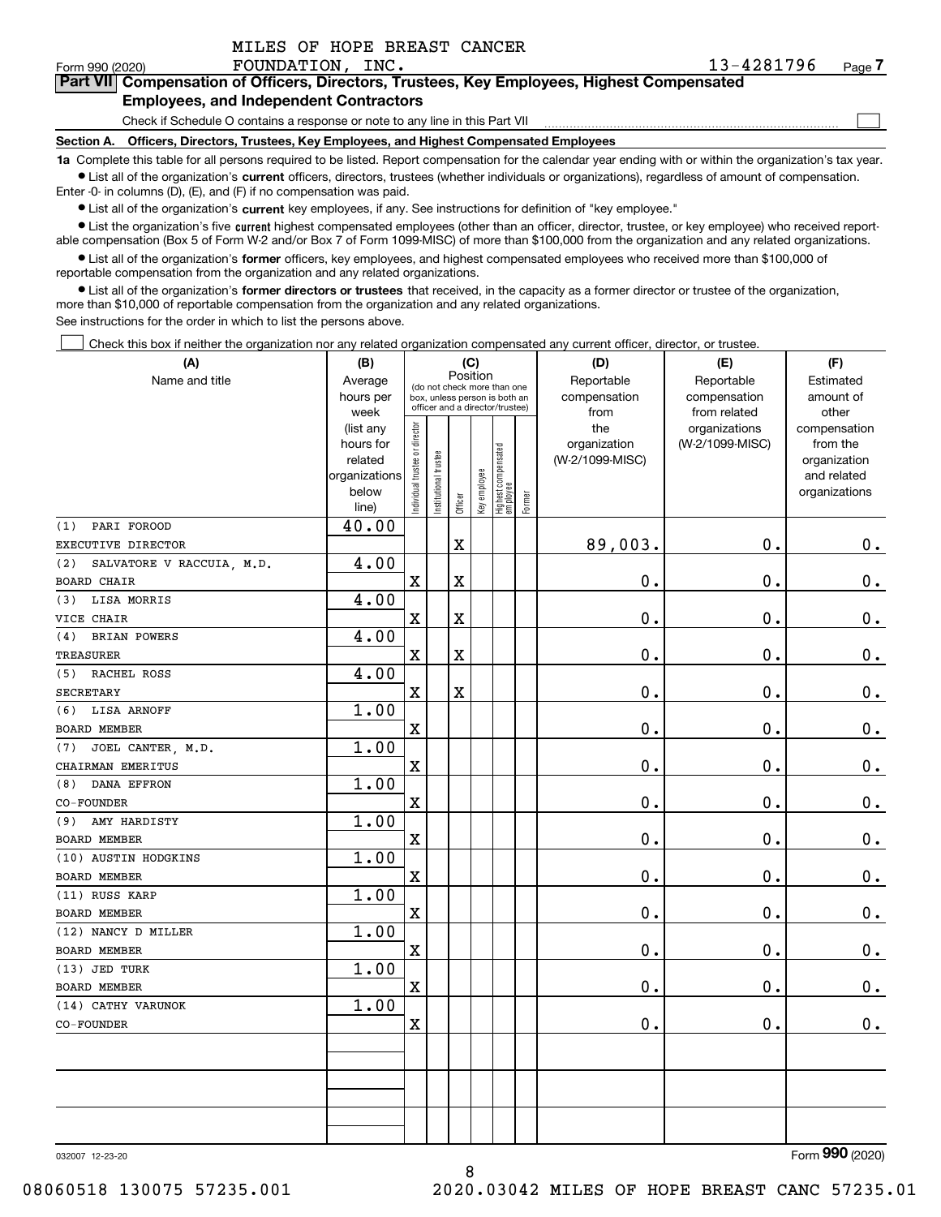MILES OF HOPE BREAST CANCER FOUNDATION, INC.

Form 990 (2020) 13-4281796 Page 7

## Part VII Compensation of Officers, Directors, Trustees, Key Employees, Highest Compensated Employees, and Independent Contractors

Check if Schedule O contains a response or note to any line in this Part VII ☐

**Section A. Officers, Directors, Trustees, Key Employees, and Highest Compensated Employees**

**1a** Complete this table for all persons required to be listed. Report compensation for the calendar year ending with or within the organization's tax year.

- List all of the organization's **current** officers, directors, trustees (whether individuals or organizations), regardless of amount of compensation. Enter -0- in columns (D), (E), and (F) if no compensation was paid.
- List all of the organization's **current** key employees, if any. See instructions for definition of "key employee."
- List the organization's five **current** highest compensated employees (other than an officer, director, trustee, or key employee) who received reportable compensation (Box 5 of Form W-2 and/or Box 7 of Form 1099-MISC) of more than $100,000 from the organization and any related organizations.
- List all of the organization's **former** officers, key employees, and highest compensated employees who received more than $100,000 of reportable compensation from the organization and any related organizations.
- List all of the organization's **former directors or trustees** that received, in the capacity as a former director or trustee of the organization, more than $10,000 of reportable compensation from the organization and any related organizations.

See instructions for the order in which to list the persons above.

☐ Check this box if neither the organization nor any related organization compensated any current officer, director, or trustee.

| (A) Name and title | (B) Average hours per week (list any hours for related organizations below line) | (C) Position: Individual trustee or director | Institutional trustee | Officer | Key employee | Highest compensated employee | Former | (D) Reportable compensation from the organization (W-2/1099-MISC) | (E) Reportable compensation from related organizations (W-2/1099-MISC) | (F) Estimated amount of other compensation from the organization and related organizations |
|---|---|---|---|---|---|---|---|---|---|---|
| (1) PARI FOROOD<br>EXECUTIVE DIRECTOR | 40.00 | | | X | | | | 89,003. | 0. | 0. |
| (2) SALVATORE V RACCUIA, M.D.<br>BOARD CHAIR | 4.00 | X | | X | | | | 0. | 0. | 0. |
| (3) LISA MORRIS<br>VICE CHAIR | 4.00 | X | | X | | | | 0. | 0. | 0. |
| (4) BRIAN POWERS<br>TREASURER | 4.00 | X | | X | | | | 0. | 0. | 0. |
| (5) RACHEL ROSS<br>SECRETARY | 4.00 | X | | X | | | | 0. | 0. | 0. |
| (6) LISA ARNOFF<br>BOARD MEMBER | 1.00 | X | | | | | | 0. | 0. | 0. |
| (7) JOEL CANTER, M.D.<br>CHAIRMAN EMERITUS | 1.00 | X | | | | | | 0. | 0. | 0. |
| (8) DANA EFFRON<br>CO-FOUNDER | 1.00 | X | | | | | | 0. | 0. | 0. |
| (9) AMY HARDISTY<br>BOARD MEMBER | 1.00 | X | | | | | | 0. | 0. | 0. |
| (10) AUSTIN HODGKINS<br>BOARD MEMBER | 1.00 | X | | | | | | 0. | 0. | 0. |
| (11) RUSS KARP<br>BOARD MEMBER | 1.00 | X | | | | | | 0. | 0. | 0. |
| (12) NANCY D MILLER<br>BOARD MEMBER | 1.00 | X | | | | | | 0. | 0. | 0. |
| (13) JED TURK<br>BOARD MEMBER | 1.00 | X | | | | | | 0. | 0. | 0. |
| (14) CATHY VARUNOK<br>CO-FOUNDER | 1.00 | X | | | | | | 0. | 0. | 0. |
| | | | | | | | | | | |
| | | | | | | | | | | |
| | | | | | | | | | | |

032007 12-23-20

Form 990 (2020)

08060518 130075 57235.001 2020.03042 MILES OF HOPE BREAST CANC 57235.01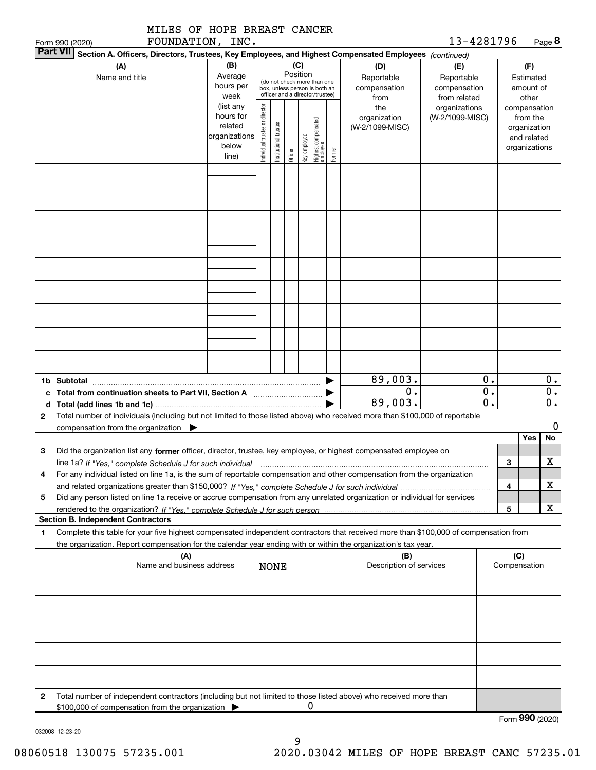MILES OF HOPE BREAST CANCER FOUNDATION, INC. 13-4281796

Form 990 (2020)

**Part VII Section A. Officers, Directors, Trustees, Key Employees, and Highest Compensated Employees** *(continued)*

| (A) Name and title | (B) Average hours per week (list any hours for related organizations below line) | (C) Position: Individual trustee or director | Institutional trustee | Officer | Key employee | Highest compensated employee | Former | (D) Reportable compensation from the organization (W-2/1099-MISC) | (E) Reportable compensation from related organizations (W-2/1099-MISC) | (F) Estimated amount of other compensation from the organization and related organizations |
|---|---|---|---|---|---|---|---|---|---|---|
| | | | | | | | | | | |
| | | | | | | | | | | |
| | | | | | | | | | | |
| | | | | | | | | | | |
| | | | | | | | | | | |
| | | | | | | | | | | |
| | | | | | | | | | | |
| | | | | | | | | | | |
| | | | | | | | | | | |
| **1b Subtotal** | | | | | | | | 89,003. | 0. | 0. |
| **c Total from continuation sheets to Part VII, Section A** | | | | | | | | 0. | 0. | 0. |
| **d Total (add lines 1b and 1c)** | | | | | | | | 89,003. | 0. | 0. |

**2** Total number of individuals (including but not limited to those listed above) who received more than $100,000 of reportable compensation from the organization ▶ 0

| | | Yes | No |
|---|---|---|---|
| **3** Did the organization list any **former** officer, director, trustee, key employee, or highest compensated employee on line 1a? *If "Yes," complete Schedule J for such individual* | 3 | | X |
| **4** For any individual listed on line 1a, is the sum of reportable compensation and other compensation from the organization and related organizations greater than $150,000? *If "Yes," complete Schedule J for such individual* | 4 | | X |
| **5** Did any person listed on line 1a receive or accrue compensation from any unrelated organization or individual for services rendered to the organization? *If "Yes," complete Schedule J for such person* | 5 | | X |

**Section B. Independent Contractors**

**1** Complete this table for your five highest compensated independent contractors that received more than $100,000 of compensation from the organization. Report compensation for the calendar year ending with or within the organization's tax year.

| (A) Name and business address | (B) Description of services | (C) Compensation |
|---|---|---|
| NONE | | |
| | | |
| | | |
| | | |
| | | |

**2** Total number of independent contractors (including but not limited to those listed above) who received more than $100,000 of compensation from the organization ▶ 0

Form **990** (2020)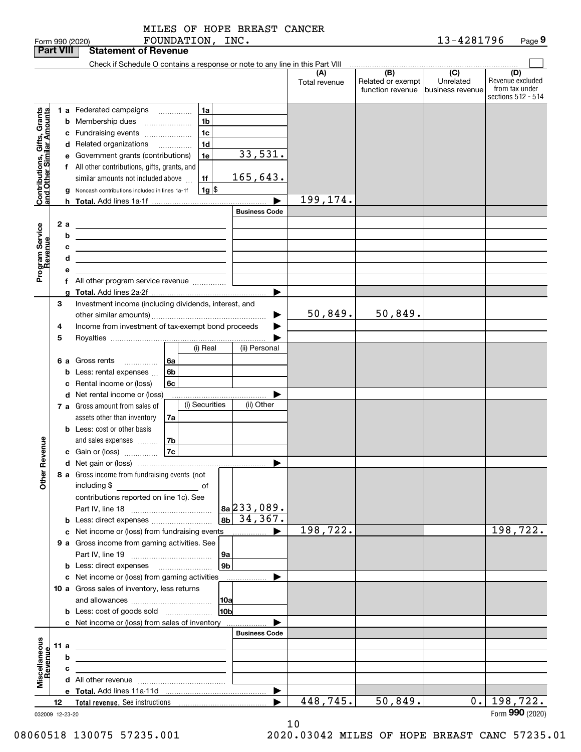MILES OF HOPE BREAST CANCER FOUNDATION, INC. 13-4281796

Form 990 (2020) Page **9**

**Part VIII Statement of Revenue**

Check if Schedule O contains a response or note to any line in this Part VIII ☐

| | | | (A) Total revenue | (B) Related or exempt function revenue | (C) Unrelated business revenue | (D) Revenue excluded from tax under sections 512 - 514 |
|---|---|---|---|---|---|---|
| **Contributions, Gifts, Grants and Other Similar Amounts** | 1 a Federated campaigns | 1a | | | | |
| | b Membership dues | 1b | | | | |
| | c Fundraising events | 1c | | | | |
| | d Related organizations | 1d | | | | |
| | e Government grants (contributions) | 1e 33,531. | | | | |
| | f All other contributions, gifts, grants, and similar amounts not included above | 1f 165,643. | | | | |
| | g Noncash contributions included in lines 1a-1f | 1g $ | | | | |
| | h **Total.** Add lines 1a-1f | ▶ | 199,174. | | | |
| **Program Service Revenue** | | Business Code | | | | |
| | 2 a | | | | | |
| | b | | | | | |
| | c | | | | | |
| | d | | | | | |
| | e | | | | | |
| | f All other program service revenue | | | | | |
| | g **Total.** Add lines 2a-2f | ▶ | | | | |
| **Other Revenue** | 3 Investment income (including dividends, interest, and other similar amounts) | ▶ | 50,849. | 50,849. | | |
| | 4 Income from investment of tax-exempt bond proceeds | ▶ | | | | |
| | 5 Royalties | ▶ | | | | |
| | | (i) Real / (ii) Personal | | | | |
| | 6 a Gross rents | 6a | | | | |
| | b Less: rental expenses | 6b | | | | |
| | c Rental income or (loss) | 6c | | | | |
| | d Net rental income or (loss) | ▶ | | | | |
| | | (i) Securities / (ii) Other | | | | |
| | 7 a Gross amount from sales of assets other than inventory | 7a | | | | |
| | b Less: cost or other basis and sales expenses | 7b | | | | |
| | c Gain or (loss) | 7c | | | | |
| | d Net gain or (loss) | ▶ | | | | |
| | 8 a Gross income from fundraising events (not including $ of contributions reported on line 1c). See Part IV, line 18 | 8a 233,089. | | | | |
| | b Less: direct expenses | 8b 34,367. | | | | |
| | c Net income or (loss) from fundraising events | ▶ | 198,722. | | | 198,722. |
| | 9 a Gross income from gaming activities. See Part IV, line 19 | 9a | | | | |
| | b Less: direct expenses | 9b | | | | |
| | c Net income or (loss) from gaming activities | ▶ | | | | |
| | 10 a Gross sales of inventory, less returns and allowances | 10a | | | | |
| | b Less: cost of goods sold | 10b | | | | |
| | c Net income or (loss) from sales of inventory | ▶ | | | | |
| **Miscellaneous Revenue** | | Business Code | | | | |
| | 11 a | | | | | |
| | b | | | | | |
| | c | | | | | |
| | d All other revenue | | | | | |
| | e **Total.** Add lines 11a-11d | ▶ | | | | |
| | 12 **Total revenue.** See instructions | ▶ | 448,745. | 50,849. | 0. | 198,722. |

032009 12-23-20 Form **990** (2020)

08060518 130075 57235.001 2020.03042 MILES OF HOPE BREAST CANC 57235.01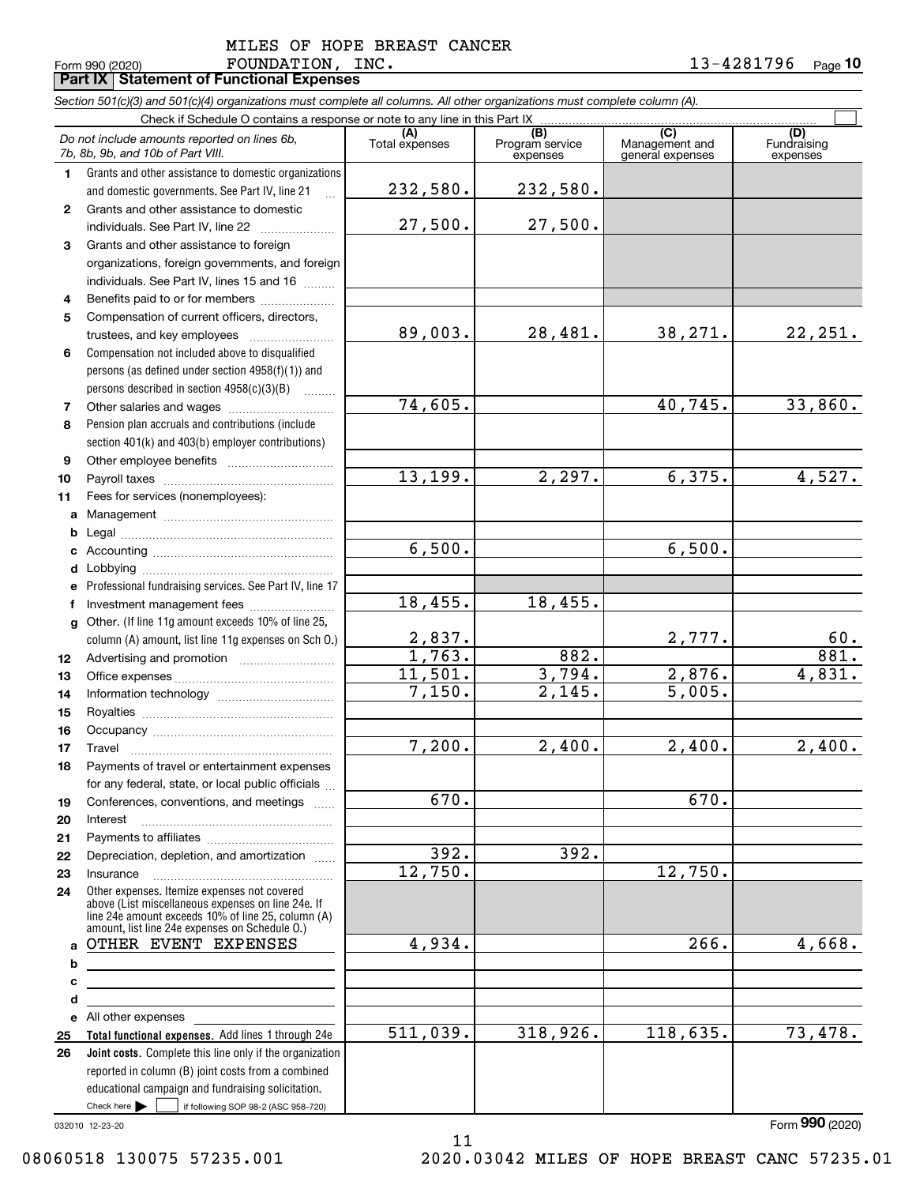MILES OF HOPE BREAST CANCER FOUNDATION, INC.

Form 990 (2020) 13-4281796

## Part IX Statement of Functional Expenses

*Section 501(c)(3) and 501(c)(4) organizations must complete all columns. All other organizations must complete column (A).*

Check if Schedule O contains a response or note to any line in this Part IX ☐

| | *Do not include amounts reported on lines 6b, 7b, 8b, 9b, and 10b of Part VIII.* | (A) Total expenses | (B) Program service expenses | (C) Management and general expenses | (D) Fundraising expenses |
|---|---|---|---|---|---|
| 1 | Grants and other assistance to domestic organizations and domestic governments. See Part IV, line 21 | 232,580. | 232,580. | | |
| 2 | Grants and other assistance to domestic individuals. See Part IV, line 22 | 27,500. | 27,500. | | |
| 3 | Grants and other assistance to foreign organizations, foreign governments, and foreign individuals. See Part IV, lines 15 and 16 | | | | |
| 4 | Benefits paid to or for members | | | | |
| 5 | Compensation of current officers, directors, trustees, and key employees | 89,003. | 28,481. | 38,271. | 22,251. |
| 6 | Compensation not included above to disqualified persons (as defined under section 4958(f)(1)) and persons described in section 4958(c)(3)(B) | | | | |
| 7 | Other salaries and wages | 74,605. | | 40,745. | 33,860. |
| 8 | Pension plan accruals and contributions (include section 401(k) and 403(b) employer contributions) | | | | |
| 9 | Other employee benefits | | | | |
| 10 | Payroll taxes | 13,199. | 2,297. | 6,375. | 4,527. |
| 11 | Fees for services (nonemployees): | | | | |
| a | Management | | | | |
| b | Legal | | | | |
| c | Accounting | 6,500. | | 6,500. | |
| d | Lobbying | | | | |
| e | Professional fundraising services. See Part IV, line 17 | | | | |
| f | Investment management fees | 18,455. | 18,455. | | |
| g | Other. (If line 11g amount exceeds 10% of line 25, column (A) amount, list line 11g expenses on Sch O.) | 2,837. | | 2,777. | 60. |
| 12 | Advertising and promotion | 1,763. | 882. | | 881. |
| 13 | Office expenses | 11,501. | 3,794. | 2,876. | 4,831. |
| 14 | Information technology | 7,150. | 2,145. | 5,005. | |
| 15 | Royalties | | | | |
| 16 | Occupancy | | | | |
| 17 | Travel | 7,200. | 2,400. | 2,400. | 2,400. |
| 18 | Payments of travel or entertainment expenses for any federal, state, or local public officials | | | | |
| 19 | Conferences, conventions, and meetings | 670. | | 670. | |
| 20 | Interest | | | | |
| 21 | Payments to affiliates | | | | |
| 22 | Depreciation, depletion, and amortization | 392. | 392. | | |
| 23 | Insurance | 12,750. | | 12,750. | |
| 24 | Other expenses. Itemize expenses not covered above (List miscellaneous expenses on line 24e. If line 24e amount exceeds 10% of line 25, column (A) amount, list line 24e expenses on Schedule O.) | | | | |
| a | OTHER EVENT EXPENSES | 4,934. | | 266. | 4,668. |
| b | | | | | |
| c | | | | | |
| d | | | | | |
| e | All other expenses | | | | |
| 25 | **Total functional expenses.** Add lines 1 through 24e | 511,039. | 318,926. | 118,635. | 73,478. |
| 26 | **Joint costs.** Complete this line only if the organization reported in column (B) joint costs from a combined educational campaign and fundraising solicitation. Check here ☐ if following SOP 98-2 (ASC 958-720) | | | | |

032010 12-23-20

Form **990** (2020)

08060518 130075 57235.001 2020.03042 MILES OF HOPE BREAST CANC 57235.01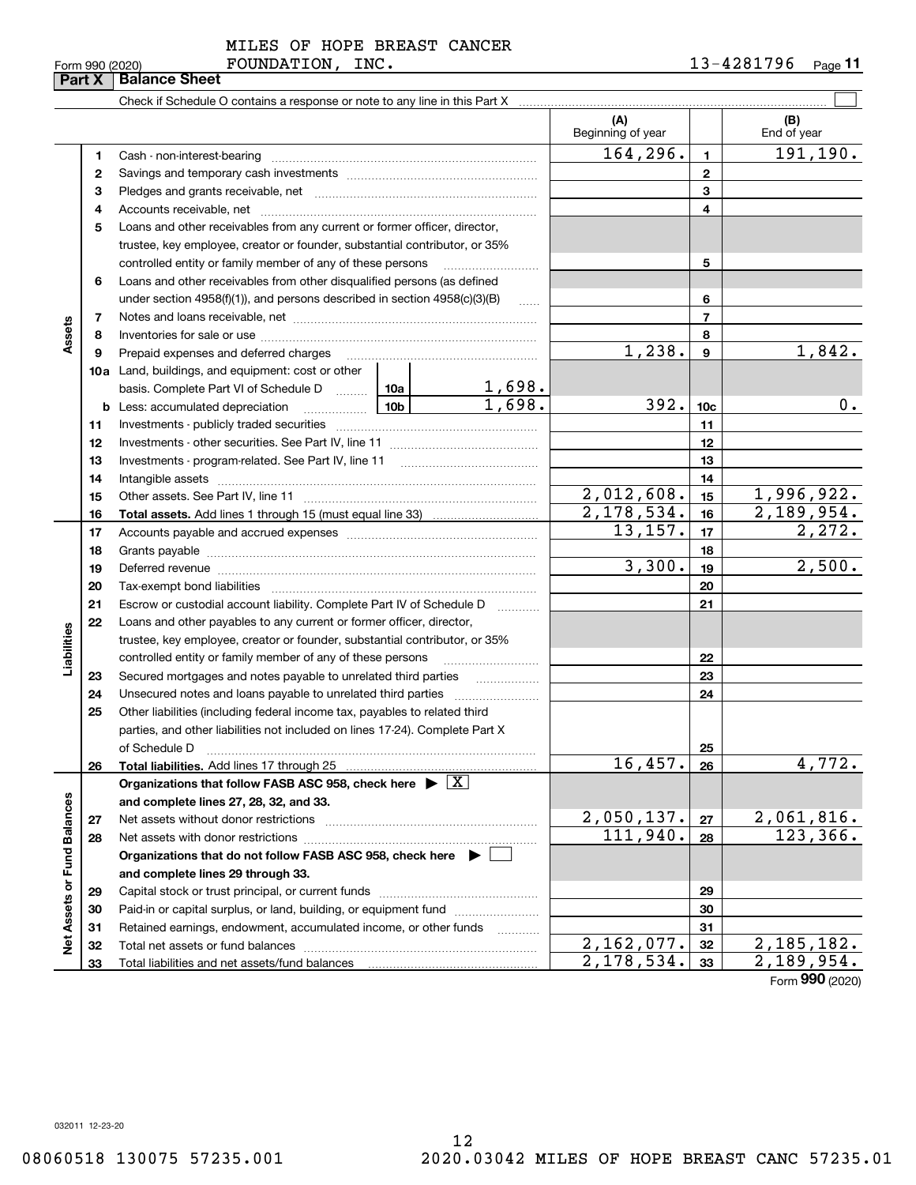MILES OF HOPE BREAST CANCER FOUNDATION, INC. 13-4281796

Form 990 (2020)

**Part X | Balance Sheet**

Check if Schedule O contains a response or note to any line in this Part X ☐

| | | | | (A) Beginning of year | | (B) End of year |
|---|---|---|---|---|---|---|
| **Assets** | 1 | Cash - non-interest-bearing | | 164,296. | 1 | 191,190. |
| | 2 | Savings and temporary cash investments | | | 2 | |
| | 3 | Pledges and grants receivable, net | | | 3 | |
| | 4 | Accounts receivable, net | | | 4 | |
| | 5 | Loans and other receivables from any current or former officer, director, trustee, key employee, creator or founder, substantial contributor, or 35% controlled entity or family member of any of these persons | | | 5 | |
| | 6 | Loans and other receivables from other disqualified persons (as defined under section 4958(f)(1)), and persons described in section 4958(c)(3)(B) | | | 6 | |
| | 7 | Notes and loans receivable, net | | | 7 | |
| | 8 | Inventories for sale or use | | | 8 | |
| | 9 | Prepaid expenses and deferred charges | | 1,238. | 9 | 1,842. |
| | 10a | Land, buildings, and equipment: cost or other basis. Complete Part VI of Schedule D | 10a 1,698. | | | |
| | b | Less: accumulated depreciation | 10b 1,698. | 392. | 10c | 0. |
| | 11 | Investments - publicly traded securities | | | 11 | |
| | 12 | Investments - other securities. See Part IV, line 11 | | | 12 | |
| | 13 | Investments - program-related. See Part IV, line 11 | | | 13 | |
| | 14 | Intangible assets | | | 14 | |
| | 15 | Other assets. See Part IV, line 11 | | 2,012,608. | 15 | 1,996,922. |
| | 16 | **Total assets.** Add lines 1 through 15 (must equal line 33) | | 2,178,534. | 16 | 2,189,954. |
| **Liabilities** | 17 | Accounts payable and accrued expenses | | 13,157. | 17 | 2,272. |
| | 18 | Grants payable | | | 18 | |
| | 19 | Deferred revenue | | 3,300. | 19 | 2,500. |
| | 20 | Tax-exempt bond liabilities | | | 20 | |
| | 21 | Escrow or custodial account liability. Complete Part IV of Schedule D | | | 21 | |
| | 22 | Loans and other payables to any current or former officer, director, trustee, key employee, creator or founder, substantial contributor, or 35% controlled entity or family member of any of these persons | | | 22 | |
| | 23 | Secured mortgages and notes payable to unrelated third parties | | | 23 | |
| | 24 | Unsecured notes and loans payable to unrelated third parties | | | 24 | |
| | 25 | Other liabilities (including federal income tax, payables to related third parties, and other liabilities not included on lines 17-24). Complete Part X of Schedule D | | | 25 | |
| | 26 | **Total liabilities.** Add lines 17 through 25 | | 16,457. | 26 | 4,772. |
| **Net Assets or Fund Balances** | | **Organizations that follow FASB ASC 958, check here ▶ ☒ and complete lines 27, 28, 32, and 33.** | | | | |
| | 27 | Net assets without donor restrictions | | 2,050,137. | 27 | 2,061,816. |
| | 28 | Net assets with donor restrictions | | 111,940. | 28 | 123,366. |
| | | **Organizations that do not follow FASB ASC 958, check here ▶ ☐ and complete lines 29 through 33.** | | | | |
| | 29 | Capital stock or trust principal, or current funds | | | 29 | |
| | 30 | Paid-in or capital surplus, or land, building, or equipment fund | | | 30 | |
| | 31 | Retained earnings, endowment, accumulated income, or other funds | | | 31 | |
| | 32 | Total net assets or fund balances | | 2,162,077. | 32 | 2,185,182. |
| | 33 | Total liabilities and net assets/fund balances | | 2,178,534. | 33 | 2,189,954. |

Form **990** (2020)

032011 12-23-20

08060518 130075 57235.001 2020.03042 MILES OF HOPE BREAST CANC 57235.01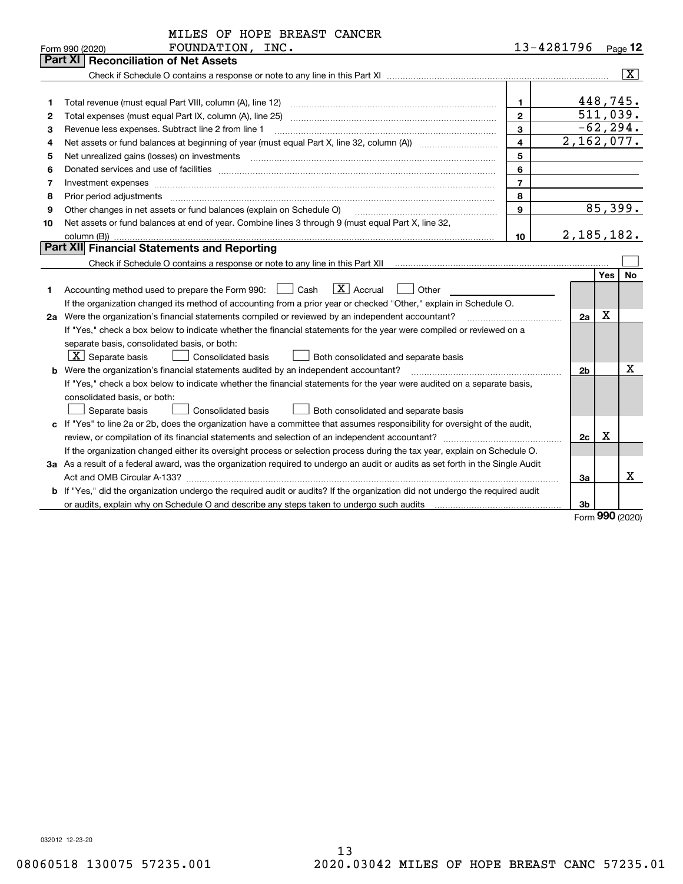MILES OF HOPE BREAST CANCER FOUNDATION, INC. 13-4281796

Form 990 (2020) Page 12

## Part XI Reconciliation of Net Assets

Check if Schedule O contains a response or note to any line in this Part XI .......... [X]

| | | | |
|---|---|---|---|
| 1 | Total revenue (must equal Part VIII, column (A), line 12) | 1 | 448,745. |
| 2 | Total expenses (must equal Part IX, column (A), line 25) | 2 | 511,039. |
| 3 | Revenue less expenses. Subtract line 2 from line 1 | 3 | -62,294. |
| 4 | Net assets or fund balances at beginning of year (must equal Part X, line 32, column (A)) | 4 | 2,162,077. |
| 5 | Net unrealized gains (losses) on investments | 5 | |
| 6 | Donated services and use of facilities | 6 | |
| 7 | Investment expenses | 7 | |
| 8 | Prior period adjustments | 8 | |
| 9 | Other changes in net assets or fund balances (explain on Schedule O) | 9 | 85,399. |
| 10 | Net assets or fund balances at end of year. Combine lines 3 through 9 (must equal Part X, line 32, column (B)) | 10 | 2,185,182. |

## Part XII Financial Statements and Reporting

Check if Schedule O contains a response or note to any line in this Part XII .......... [ ]

| | | | Yes | No |
|---|---|---|---|---|
| 1 | Accounting method used to prepare the Form 990: [ ] Cash [X] Accrual [ ] Other<br>If the organization changed its method of accounting from a prior year or checked "Other," explain in Schedule O. | | | |
| 2a | Were the organization's financial statements compiled or reviewed by an independent accountant?<br>If "Yes," check a box below to indicate whether the financial statements for the year were compiled or reviewed on a separate basis, consolidated basis, or both:<br>[X] Separate basis [ ] Consolidated basis [ ] Both consolidated and separate basis | 2a | X | |
| b | Were the organization's financial statements audited by an independent accountant?<br>If "Yes," check a box below to indicate whether the financial statements for the year were audited on a separate basis, consolidated basis, or both:<br>[ ] Separate basis [ ] Consolidated basis [ ] Both consolidated and separate basis | 2b | | X |
| c | If "Yes" to line 2a or 2b, does the organization have a committee that assumes responsibility for oversight of the audit, review, or compilation of its financial statements and selection of an independent accountant?<br>If the organization changed either its oversight process or selection process during the tax year, explain on Schedule O. | 2c | X | |
| 3a | As a result of a federal award, was the organization required to undergo an audit or audits as set forth in the Single Audit Act and OMB Circular A-133? | 3a | | X |
| b | If "Yes," did the organization undergo the required audit or audits? If the organization did not undergo the required audit or audits, explain why on Schedule O and describe any steps taken to undergo such audits | 3b | | |

Form **990** (2020)

032012 12-23-20

08060518 130075 57235.001 2020.03042 MILES OF HOPE BREAST CANC 57235.01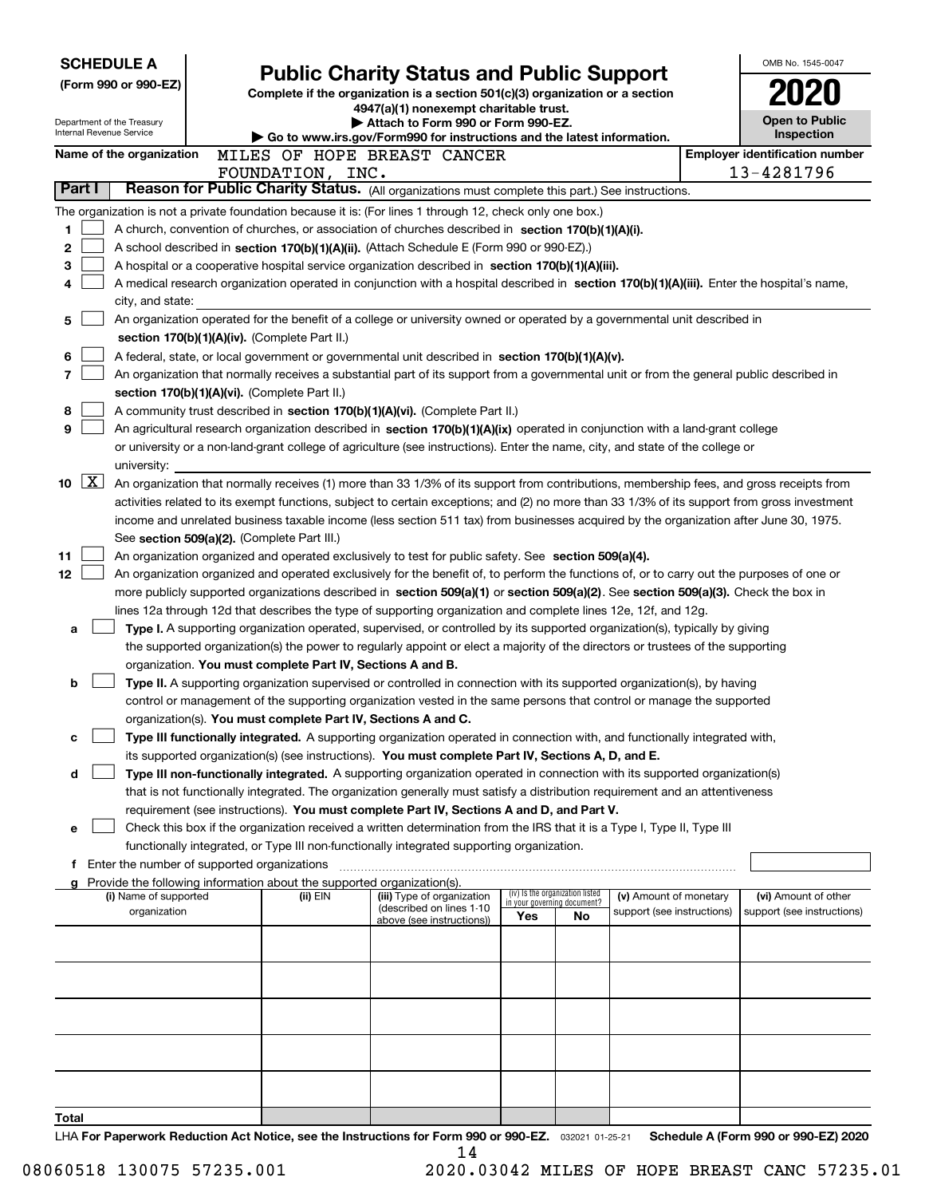**SCHEDULE A**
**(Form 990 or 990-EZ)**

Department of the Treasury
Internal Revenue Service

# Public Charity Status and Public Support

**Complete if the organization is a section 501(c)(3) organization or a section 4947(a)(1) nonexempt charitable trust.**
**▶ Attach to Form 990 or Form 990-EZ.**
**▶ Go to www.irs.gov/Form990 for instructions and the latest information.**

OMB No. 1545-0047

**2020**

**Open to Public Inspection**

**Name of the organization** MILES OF HOPE BREAST CANCER FOUNDATION, INC.

**Employer identification number** 13-4281796

**Part I** **Reason for Public Charity Status.** (All organizations must complete this part.) See instructions.

The organization is not a private foundation because it is: (For lines 1 through 12, check only one box.)

1 ☐ A church, convention of churches, or association of churches described in **section 170(b)(1)(A)(i).**

2 ☐ A school described in **section 170(b)(1)(A)(ii).** (Attach Schedule E (Form 990 or 990-EZ).)

3 ☐ A hospital or a cooperative hospital service organization described in **section 170(b)(1)(A)(iii).**

4 ☐ A medical research organization operated in conjunction with a hospital described in **section 170(b)(1)(A)(iii).** Enter the hospital's name, city, and state:

5 ☐ An organization operated for the benefit of a college or university owned or operated by a governmental unit described in **section 170(b)(1)(A)(iv).** (Complete Part II.)

6 ☐ A federal, state, or local government or governmental unit described in **section 170(b)(1)(A)(v).**

7 ☐ An organization that normally receives a substantial part of its support from a governmental unit or from the general public described in **section 170(b)(1)(A)(vi).** (Complete Part II.)

8 ☐ A community trust described in **section 170(b)(1)(A)(vi).** (Complete Part II.)

9 ☐ An agricultural research organization described in **section 170(b)(1)(A)(ix)** operated in conjunction with a land-grant college or university or a non-land-grant college of agriculture (see instructions). Enter the name, city, and state of the college or university:

10 ☒ An organization that normally receives (1) more than 33 1/3% of its support from contributions, membership fees, and gross receipts from activities related to its exempt functions, subject to certain exceptions; and (2) no more than 33 1/3% of its support from gross investment income and unrelated business taxable income (less section 511 tax) from businesses acquired by the organization after June 30, 1975. See **section 509(a)(2).** (Complete Part III.)

11 ☐ An organization organized and operated exclusively to test for public safety. See **section 509(a)(4).**

12 ☐ An organization organized and operated exclusively for the benefit of, to perform the functions of, or to carry out the purposes of one or more publicly supported organizations described in **section 509(a)(1)** or **section 509(a)(2)**. See **section 509(a)(3).** Check the box in lines 12a through 12d that describes the type of supporting organization and complete lines 12e, 12f, and 12g.

a ☐ **Type I.** A supporting organization operated, supervised, or controlled by its supported organization(s), typically by giving the supported organization(s) the power to regularly appoint or elect a majority of the directors or trustees of the supporting organization. **You must complete Part IV, Sections A and B.**

b ☐ **Type II.** A supporting organization supervised or controlled in connection with its supported organization(s), by having control or management of the supporting organization vested in the same persons that control or manage the supported organization(s). **You must complete Part IV, Sections A and C.**

c ☐ **Type III functionally integrated.** A supporting organization operated in connection with, and functionally integrated with, its supported organization(s) (see instructions). **You must complete Part IV, Sections A, D, and E.**

d ☐ **Type III non-functionally integrated.** A supporting organization operated in connection with its supported organization(s) that is not functionally integrated. The organization generally must satisfy a distribution requirement and an attentiveness requirement (see instructions). **You must complete Part IV, Sections A and D, and Part V.**

e ☐ Check this box if the organization received a written determination from the IRS that it is a Type I, Type II, Type III functionally integrated, or Type III non-functionally integrated supporting organization.

f Enter the number of supported organizations

g Provide the following information about the supported organization(s).

| (i) Name of supported organization | (ii) EIN | (iii) Type of organization (described on lines 1-10 above (see instructions)) | (iv) Is the organization listed in your governing document? Yes | No | (v) Amount of monetary support (see instructions) | (vi) Amount of other support (see instructions) |
|---|---|---|---|---|---|---|
| | | | | | | |
| | | | | | | |
| | | | | | | |
| | | | | | | |
| | | | | | | |
| **Total** | | | | | | |

LHA **For Paperwork Reduction Act Notice, see the Instructions for Form 990 or 990-EZ.** 032021 01-25-21 **Schedule A (Form 990 or 990-EZ) 2020**

08060518 130075 57235.001 2020.03042 MILES OF HOPE BREAST CANC 57235.01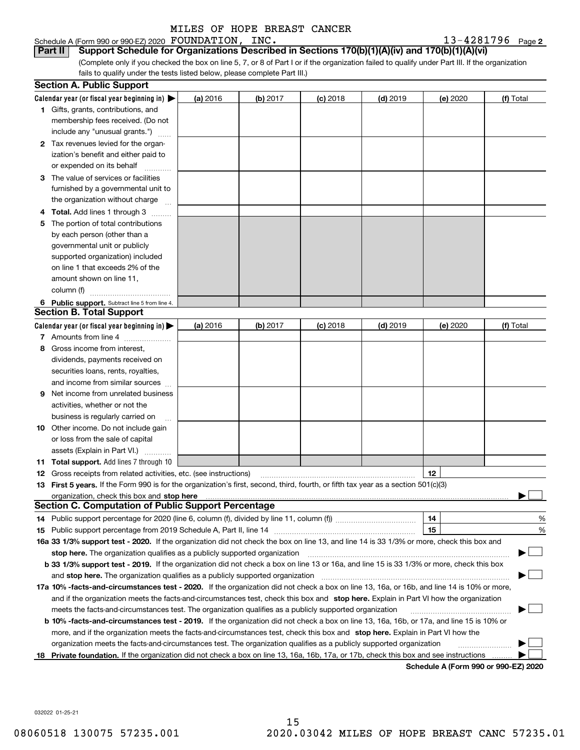MILES OF HOPE BREAST CANCER

Schedule A (Form 990 or 990-EZ) 2020 FOUNDATION, INC. 13-4281796 Page 2

**Part II Support Schedule for Organizations Described in Sections 170(b)(1)(A)(iv) and 170(b)(1)(A)(vi)**

(Complete only if you checked the box on line 5, 7, or 8 of Part I or if the organization failed to qualify under Part III. If the organization fails to qualify under the tests listed below, please complete Part III.)

**Section A. Public Support**

| Calendar year (or fiscal year beginning in) | (a) 2016 | (b) 2017 | (c) 2018 | (d) 2019 | (e) 2020 | (f) Total |
|---|---|---|---|---|---|---|
| 1 Gifts, grants, contributions, and membership fees received. (Do not include any "unusual grants.") | | | | | | |
| 2 Tax revenues levied for the organization's benefit and either paid to or expended on its behalf | | | | | | |
| 3 The value of services or facilities furnished by a governmental unit to the organization without charge | | | | | | |
| 4 **Total.** Add lines 1 through 3 | | | | | | |
| 5 The portion of total contributions by each person (other than a governmental unit or publicly supported organization) included on line 1 that exceeds 2% of the amount shown on line 11, column (f) | | | | | | |
| 6 **Public support.** Subtract line 5 from line 4. | | | | | | |

**Section B. Total Support**

| Calendar year (or fiscal year beginning in) | (a) 2016 | (b) 2017 | (c) 2018 | (d) 2019 | (e) 2020 | (f) Total |
|---|---|---|---|---|---|---|
| 7 Amounts from line 4 | | | | | | |
| 8 Gross income from interest, dividends, payments received on securities loans, rents, royalties, and income from similar sources | | | | | | |
| 9 Net income from unrelated business activities, whether or not the business is regularly carried on | | | | | | |
| 10 Other income. Do not include gain or loss from the sale of capital assets (Explain in Part VI.) | | | | | | |
| 11 **Total support.** Add lines 7 through 10 | | | | | | |

12 Gross receipts from related activities, etc. (see instructions) | 12 |

13 **First 5 years.** If the Form 990 is for the organization's first, second, third, fourth, or fifth tax year as a section 501(c)(3) organization, check this box and **stop here** ☐

**Section C. Computation of Public Support Percentage**

14 Public support percentage for 2020 (line 6, column (f), divided by line 11, column (f)) | 14 | %

15 Public support percentage from 2019 Schedule A, Part II, line 14 | 15 | %

**16a 33 1/3% support test - 2020.** If the organization did not check the box on line 13, and line 14 is 33 1/3% or more, check this box and **stop here.** The organization qualifies as a publicly supported organization ☐

**b 33 1/3% support test - 2019.** If the organization did not check a box on line 13 or 16a, and line 15 is 33 1/3% or more, check this box and **stop here.** The organization qualifies as a publicly supported organization ☐

**17a 10% -facts-and-circumstances test - 2020.** If the organization did not check a box on line 13, 16a, or 16b, and line 14 is 10% or more, and if the organization meets the facts-and-circumstances test, check this box and **stop here.** Explain in Part VI how the organization meets the facts-and-circumstances test. The organization qualifies as a publicly supported organization ☐

**b 10% -facts-and-circumstances test - 2019.** If the organization did not check a box on line 13, 16a, 16b, or 17a, and line 15 is 10% or more, and if the organization meets the facts-and-circumstances test, check this box and **stop here.** Explain in Part VI how the organization meets the facts-and-circumstances test. The organization qualifies as a publicly supported organization ☐

**18 Private foundation.** If the organization did not check a box on line 13, 16a, 16b, 17a, or 17b, check this box and see instructions ☐

**Schedule A (Form 990 or 990-EZ) 2020**

032022 01-25-21

08060518 130075 57235.001 2020.03042 MILES OF HOPE BREAST CANC 57235.01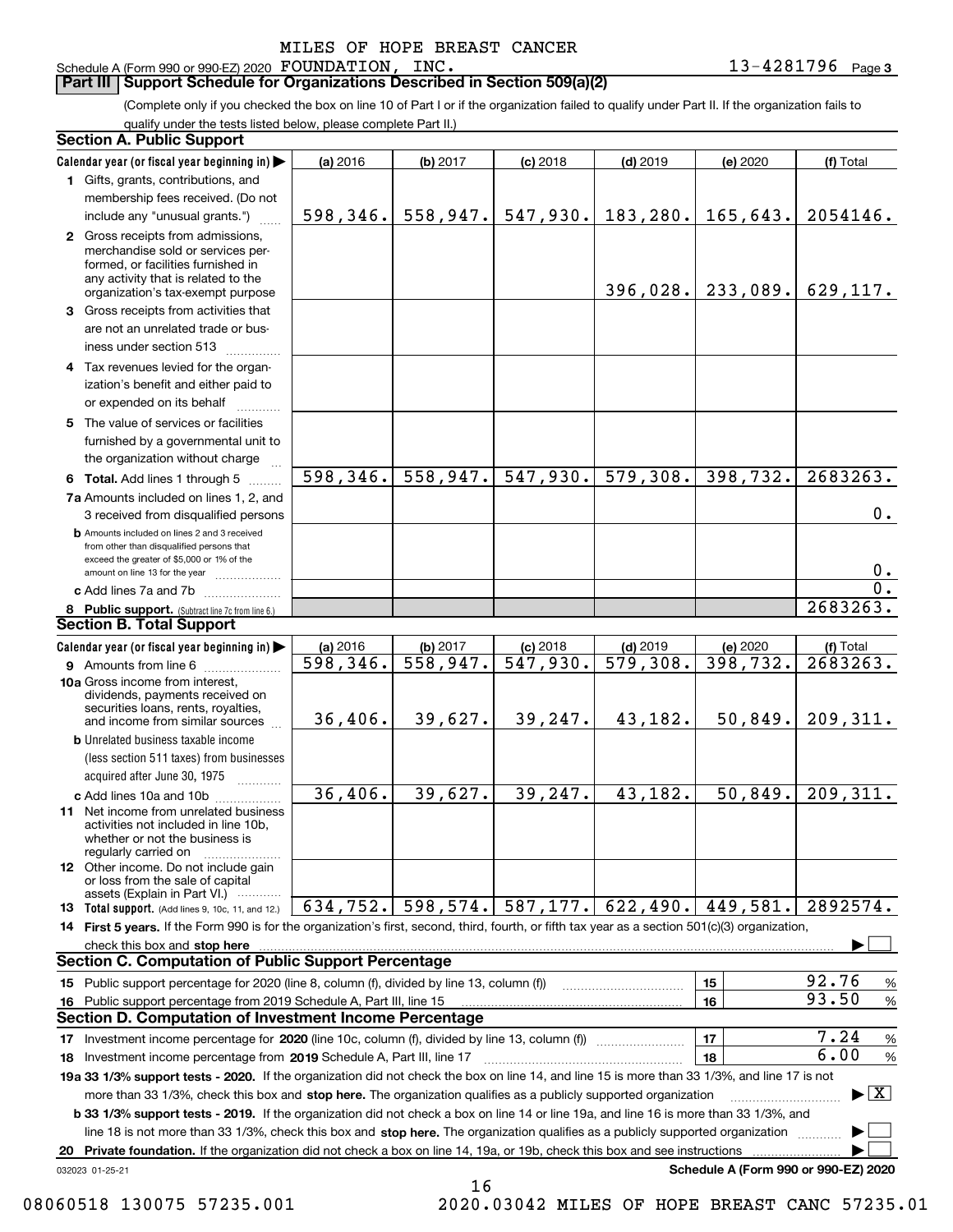MILES OF HOPE BREAST CANCER

Schedule A (Form 990 or 990-EZ) 2020 FOUNDATION, INC. 13-4281796 Page 3

**Part III Support Schedule for Organizations Described in Section 509(a)(2)**

(Complete only if you checked the box on line 10 of Part I or if the organization failed to qualify under Part II. If the organization fails to qualify under the tests listed below, please complete Part II.)

### Section A. Public Support

| Calendar year (or fiscal year beginning in) | (a) 2016 | (b) 2017 | (c) 2018 | (d) 2019 | (e) 2020 | (f) Total |
|---|---|---|---|---|---|---|
| 1 Gifts, grants, contributions, and membership fees received. (Do not include any "unusual grants.") | 598,346. | 558,947. | 547,930. | 183,280. | 165,643. | 2054146. |
| 2 Gross receipts from admissions, merchandise sold or services performed, or facilities furnished in any activity that is related to the organization's tax-exempt purpose | | | | 396,028. | 233,089. | 629,117. |
| 3 Gross receipts from activities that are not an unrelated trade or business under section 513 | | | | | | |
| 4 Tax revenues levied for the organization's benefit and either paid to or expended on its behalf | | | | | | |
| 5 The value of services or facilities furnished by a governmental unit to the organization without charge | | | | | | |
| 6 Total. Add lines 1 through 5 | 598,346. | 558,947. | 547,930. | 579,308. | 398,732. | 2683263. |
| 7a Amounts included on lines 1, 2, and 3 received from disqualified persons | | | | | | 0. |
| b Amounts included on lines 2 and 3 received from other than disqualified persons that exceed the greater of $5,000 or 1% of the amount on line 13 for the year | | | | | | 0. |
| c Add lines 7a and 7b | | | | | | 0. |
| 8 Public support. (Subtract line 7c from line 6.) | | | | | | 2683263. |

### Section B. Total Support

| Calendar year (or fiscal year beginning in) | (a) 2016 | (b) 2017 | (c) 2018 | (d) 2019 | (e) 2020 | (f) Total |
|---|---|---|---|---|---|---|
| 9 Amounts from line 6 | 598,346. | 558,947. | 547,930. | 579,308. | 398,732. | 2683263. |
| 10a Gross income from interest, dividends, payments received on securities loans, rents, royalties, and income from similar sources | 36,406. | 39,627. | 39,247. | 43,182. | 50,849. | 209,311. |
| b Unrelated business taxable income (less section 511 taxes) from businesses acquired after June 30, 1975 | | | | | | |
| c Add lines 10a and 10b | 36,406. | 39,627. | 39,247. | 43,182. | 50,849. | 209,311. |
| 11 Net income from unrelated business activities not included in line 10b, whether or not the business is regularly carried on | | | | | | |
| 12 Other income. Do not include gain or loss from the sale of capital assets (Explain in Part VI.) | | | | | | |
| 13 Total support. (Add lines 9, 10c, 11, and 12.) | 634,752. | 598,574. | 587,177. | 622,490. | 449,581. | 2892574. |

14 First 5 years. If the Form 990 is for the organization's first, second, third, fourth, or fifth tax year as a section 501(c)(3) organization, check this box and stop here ☐

### Section C. Computation of Public Support Percentage

| | | | |
|---|---|---|---|
| 15 Public support percentage for 2020 (line 8, column (f), divided by line 13, column (f)) | 15 | 92.76 | % |
| 16 Public support percentage from 2019 Schedule A, Part III, line 15 | 16 | 93.50 | % |

### Section D. Computation of Investment Income Percentage

| | | | |
|---|---|---|---|
| 17 Investment income percentage for 2020 (line 10c, column (f), divided by line 13, column (f)) | 17 | 7.24 | % |
| 18 Investment income percentage from 2019 Schedule A, Part III, line 17 | 18 | 6.00 | % |

19a 33 1/3% support tests - 2020. If the organization did not check the box on line 14, and line 15 is more than 33 1/3%, and line 17 is not more than 33 1/3%, check this box and stop here. The organization qualifies as a publicly supported organization ☒

b 33 1/3% support tests - 2019. If the organization did not check a box on line 14 or line 19a, and line 16 is more than 33 1/3%, and line 18 is not more than 33 1/3%, check this box and stop here. The organization qualifies as a publicly supported organization ☐

20 Private foundation. If the organization did not check a box on line 14, 19a, or 19b, check this box and see instructions ☐

032023 01-25-21 Schedule A (Form 990 or 990-EZ) 2020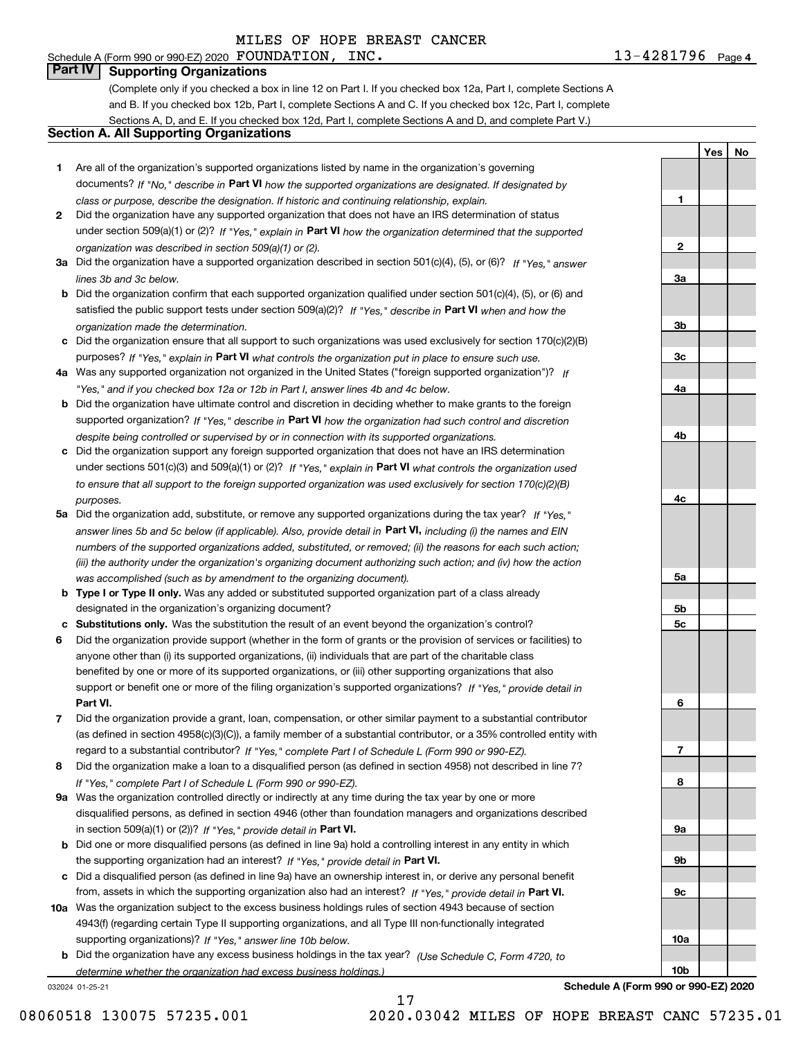MILES OF HOPE BREAST CANCER

Schedule A (Form 990 or 990-EZ) 2020 FOUNDATION, INC. 13-4281796 Page 4

## Part IV Supporting Organizations

(Complete only if you checked a box in line 12 on Part I. If you checked box 12a, Part I, complete Sections A and B. If you checked box 12b, Part I, complete Sections A and C. If you checked box 12c, Part I, complete Sections A, D, and E. If you checked box 12d, Part I, complete Sections A and D, and complete Part V.)

### Section A. All Supporting Organizations

| | | | Yes | No |
|---|---|---|---|---|
| **1** | Are all of the organization's supported organizations listed by name in the organization's governing documents? *If "No," describe in* **Part VI** *how the supported organizations are designated. If designated by class or purpose, describe the designation. If historic and continuing relationship, explain.* | 1 | | |
| **2** | Did the organization have any supported organization that does not have an IRS determination of status under section 509(a)(1) or (2)? *If "Yes," explain in* **Part VI** *how the organization determined that the supported organization was described in section 509(a)(1) or (2).* | 2 | | |
| **3a** | Did the organization have a supported organization described in section 501(c)(4), (5), or (6)? *If "Yes," answer lines 3b and 3c below.* | 3a | | |
| **b** | Did the organization confirm that each supported organization qualified under section 501(c)(4), (5), or (6) and satisfied the public support tests under section 509(a)(2)? *If "Yes," describe in* **Part VI** *when and how the organization made the determination.* | 3b | | |
| **c** | Did the organization ensure that all support to such organizations was used exclusively for section 170(c)(2)(B) purposes? *If "Yes," explain in* **Part VI** *what controls the organization put in place to ensure such use.* | 3c | | |
| **4a** | Was any supported organization not organized in the United States ("foreign supported organization")? *If "Yes," and if you checked box 12a or 12b in Part I, answer lines 4b and 4c below.* | 4a | | |
| **b** | Did the organization have ultimate control and discretion in deciding whether to make grants to the foreign supported organization? *If "Yes," describe in* **Part VI** *how the organization had such control and discretion despite being controlled or supervised by or in connection with its supported organizations.* | 4b | | |
| **c** | Did the organization support any foreign supported organization that does not have an IRS determination under sections 501(c)(3) and 509(a)(1) or (2)? *If "Yes," explain in* **Part VI** *what controls the organization used to ensure that all support to the foreign supported organization was used exclusively for section 170(c)(2)(B) purposes.* | 4c | | |
| **5a** | Did the organization add, substitute, or remove any supported organizations during the tax year? *If "Yes," answer lines 5b and 5c below (if applicable). Also, provide detail in* **Part VI,** *including (i) the names and EIN numbers of the supported organizations added, substituted, or removed; (ii) the reasons for each such action; (iii) the authority under the organization's organizing document authorizing such action; and (iv) how the action was accomplished (such as by amendment to the organizing document).* | 5a | | |
| **b** | **Type I or Type II only.** Was any added or substituted supported organization part of a class already designated in the organization's organizing document? | 5b | | |
| **c** | **Substitutions only.** Was the substitution the result of an event beyond the organization's control? | 5c | | |
| **6** | Did the organization provide support (whether in the form of grants or the provision of services or facilities) to anyone other than (i) its supported organizations, (ii) individuals that are part of the charitable class benefited by one or more of its supported organizations, or (iii) other supporting organizations that also support or benefit one or more of the filing organization's supported organizations? *If "Yes," provide detail in* **Part VI.** | 6 | | |
| **7** | Did the organization provide a grant, loan, compensation, or other similar payment to a substantial contributor (as defined in section 4958(c)(3)(C)), a family member of a substantial contributor, or a 35% controlled entity with regard to a substantial contributor? *If "Yes," complete Part I of Schedule L (Form 990 or 990-EZ).* | 7 | | |
| **8** | Did the organization make a loan to a disqualified person (as defined in section 4958) not described in line 7? *If "Yes," complete Part I of Schedule L (Form 990 or 990-EZ).* | 8 | | |
| **9a** | Was the organization controlled directly or indirectly at any time during the tax year by one or more disqualified persons, as defined in section 4946 (other than foundation managers and organizations described in section 509(a)(1) or (2))? *If "Yes," provide detail in* **Part VI.** | 9a | | |
| **b** | Did one or more disqualified persons (as defined in line 9a) hold a controlling interest in any entity in which the supporting organization had an interest? *If "Yes," provide detail in* **Part VI.** | 9b | | |
| **c** | Did a disqualified person (as defined in line 9a) have an ownership interest in, or derive any personal benefit from, assets in which the supporting organization also had an interest? *If "Yes," provide detail in* **Part VI.** | 9c | | |
| **10a** | Was the organization subject to the excess business holdings rules of section 4943 because of section 4943(f) (regarding certain Type II supporting organizations, and all Type III non-functionally integrated supporting organizations)? *If "Yes," answer line 10b below.* | 10a | | |
| **b** | Did the organization have any excess business holdings in the tax year? *(Use Schedule C, Form 4720, to determine whether the organization had excess business holdings.)* | 10b | | |

032024 01-25-21 **Schedule A (Form 990 or 990-EZ) 2020**

08060518 130075 57235.001 2020.03042 MILES OF HOPE BREAST CANC 57235.01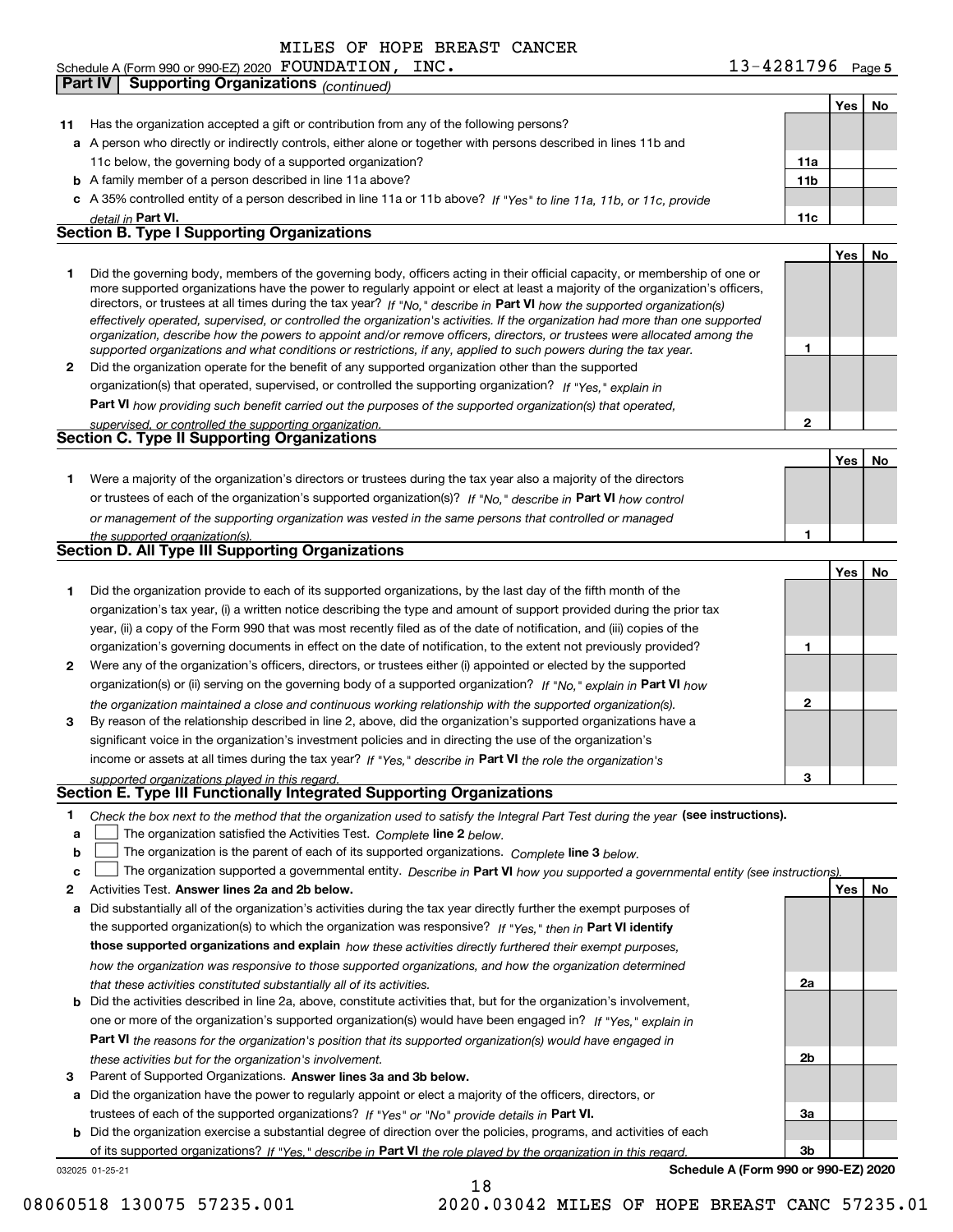MILES OF HOPE BREAST CANCER

Schedule A (Form 990 or 990-EZ) 2020 FOUNDATION, INC. 13-4281796 Page 5

## Part IV | Supporting Organizations *(continued)*

| | | | Yes | No |
|---|---|---|---|---|
| **11** | Has the organization accepted a gift or contribution from any of the following persons? | | | |
| **a** | A person who directly or indirectly controls, either alone or together with persons described in lines 11b and 11c below, the governing body of a supported organization? | 11a | | |
| **b** | A family member of a person described in line 11a above? | 11b | | |
| **c** | A 35% controlled entity of a person described in line 11a or 11b above? *If "Yes" to line 11a, 11b, or 11c, provide detail in* **Part VI.** | 11c | | |

### Section B. Type I Supporting Organizations

| | | | Yes | No |
|---|---|---|---|---|
| **1** | Did the governing body, members of the governing body, officers acting in their official capacity, or membership of one or more supported organizations have the power to regularly appoint or elect at least a majority of the organization's officers, directors, or trustees at all times during the tax year? *If "No," describe in* **Part VI** *how the supported organization(s) effectively operated, supervised, or controlled the organization's activities. If the organization had more than one supported organization, describe how the powers to appoint and/or remove officers, directors, or trustees were allocated among the supported organizations and what conditions or restrictions, if any, applied to such powers during the tax year.* | 1 | | |
| **2** | Did the organization operate for the benefit of any supported organization other than the supported organization(s) that operated, supervised, or controlled the supporting organization? *If "Yes," explain in* **Part VI** *how providing such benefit carried out the purposes of the supported organization(s) that operated, supervised, or controlled the supporting organization.* | 2 | | |

### Section C. Type II Supporting Organizations

| | | | Yes | No |
|---|---|---|---|---|
| **1** | Were a majority of the organization's directors or trustees during the tax year also a majority of the directors or trustees of each of the organization's supported organization(s)? *If "No," describe in* **Part VI** *how control or management of the supporting organization was vested in the same persons that controlled or managed the supported organization(s).* | 1 | | |

### Section D. All Type III Supporting Organizations

| | | | Yes | No |
|---|---|---|---|---|
| **1** | Did the organization provide to each of its supported organizations, by the last day of the fifth month of the organization's tax year, (i) a written notice describing the type and amount of support provided during the prior tax year, (ii) a copy of the Form 990 that was most recently filed as of the date of notification, and (iii) copies of the organization's governing documents in effect on the date of notification, to the extent not previously provided? | 1 | | |
| **2** | Were any of the organization's officers, directors, or trustees either (i) appointed or elected by the supported organization(s) or (ii) serving on the governing body of a supported organization? *If "No," explain in* **Part VI** *how the organization maintained a close and continuous working relationship with the supported organization(s).* | 2 | | |
| **3** | By reason of the relationship described in line 2, above, did the organization's supported organizations have a significant voice in the organization's investment policies and in directing the use of the organization's income or assets at all times during the tax year? *If "Yes," describe in* **Part VI** *the role the organization's supported organizations played in this regard.* | 3 | | |

### Section E. Type III Functionally Integrated Supporting Organizations

**1** *Check the box next to the method that the organization used to satisfy the Integral Part Test during the year* **(see instructions).**

- **a** ☐ The organization satisfied the Activities Test. *Complete* **line 2** *below.*
- **b** ☐ The organization is the parent of each of its supported organizations. *Complete* **line 3** *below.*
- **c** ☐ The organization supported a governmental entity. *Describe in* **Part VI** *how you supported a governmental entity (see instructions).*

| | | | Yes | No |
|---|---|---|---|---|
| **2** | Activities Test. **Answer lines 2a and 2b below.** | | | |
| **a** | Did substantially all of the organization's activities during the tax year directly further the exempt purposes of the supported organization(s) to which the organization was responsive? *If "Yes," then in* **Part VI identify those supported organizations and explain** *how these activities directly furthered their exempt purposes, how the organization was responsive to those supported organizations, and how the organization determined that these activities constituted substantially all of its activities.* | 2a | | |
| **b** | Did the activities described in line 2a, above, constitute activities that, but for the organization's involvement, one or more of the organization's supported organization(s) would have been engaged in? *If "Yes," explain in* **Part VI** *the reasons for the organization's position that its supported organization(s) would have engaged in these activities but for the organization's involvement.* | 2b | | |
| **3** | Parent of Supported Organizations. **Answer lines 3a and 3b below.** | | | |
| **a** | Did the organization have the power to regularly appoint or elect a majority of the officers, directors, or trustees of each of the supported organizations? *If "Yes" or "No" provide details in* **Part VI.** | 3a | | |
| **b** | Did the organization exercise a substantial degree of direction over the policies, programs, and activities of each of its supported organizations? *If "Yes," describe in* **Part VI** *the role played by the organization in this regard.* | 3b | | |

032025 01-25-21 **Schedule A (Form 990 or 990-EZ) 2020**

08060518 130075 57235.001 2020.03042 MILES OF HOPE BREAST CANC 57235.01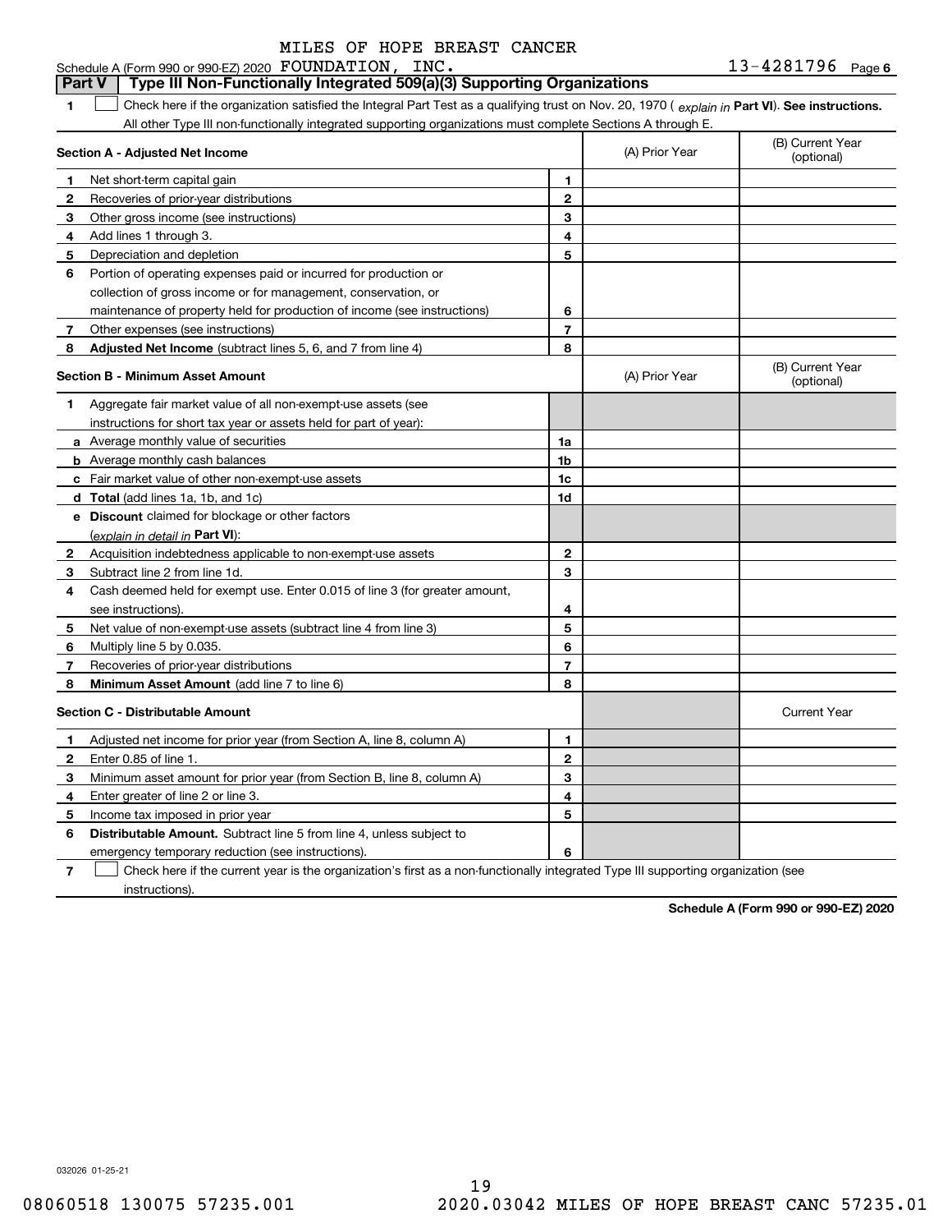MILES OF HOPE BREAST CANCER

Schedule A (Form 990 or 990-EZ) 2020 FOUNDATION, INC. 13-4281796 Page 6

**Part V | Type III Non-Functionally Integrated 509(a)(3) Supporting Organizations**

**1** ☐ Check here if the organization satisfied the Integral Part Test as a qualifying trust on Nov. 20, 1970 ( *explain in* **Part VI**). **See instructions.** All other Type III non-functionally integrated supporting organizations must complete Sections A through E.

| **Section A - Adjusted Net Income** | | (A) Prior Year | (B) Current Year (optional) |
|---|---|---|---|
| **1** Net short-term capital gain | **1** | | |
| **2** Recoveries of prior-year distributions | **2** | | |
| **3** Other gross income (see instructions) | **3** | | |
| **4** Add lines 1 through 3. | **4** | | |
| **5** Depreciation and depletion | **5** | | |
| **6** Portion of operating expenses paid or incurred for production or collection of gross income or for management, conservation, or maintenance of property held for production of income (see instructions) | **6** | | |
| **7** Other expenses (see instructions) | **7** | | |
| **8** **Adjusted Net Income** (subtract lines 5, 6, and 7 from line 4) | **8** | | |

| **Section B - Minimum Asset Amount** | | (A) Prior Year | (B) Current Year (optional) |
|---|---|---|---|
| **1** Aggregate fair market value of all non-exempt-use assets (see instructions for short tax year or assets held for part of year): | | | |
| **a** Average monthly value of securities | **1a** | | |
| **b** Average monthly cash balances | **1b** | | |
| **c** Fair market value of other non-exempt-use assets | **1c** | | |
| **d** **Total** (add lines 1a, 1b, and 1c) | **1d** | | |
| **e** **Discount** claimed for blockage or other factors (*explain in detail in* **Part VI**): | | | |
| **2** Acquisition indebtedness applicable to non-exempt-use assets | **2** | | |
| **3** Subtract line 2 from line 1d. | **3** | | |
| **4** Cash deemed held for exempt use. Enter 0.015 of line 3 (for greater amount, see instructions). | **4** | | |
| **5** Net value of non-exempt-use assets (subtract line 4 from line 3) | **5** | | |
| **6** Multiply line 5 by 0.035. | **6** | | |
| **7** Recoveries of prior-year distributions | **7** | | |
| **8** **Minimum Asset Amount** (add line 7 to line 6) | **8** | | |

| **Section C - Distributable Amount** | | | Current Year |
|---|---|---|---|
| **1** Adjusted net income for prior year (from Section A, line 8, column A) | **1** | | |
| **2** Enter 0.85 of line 1. | **2** | | |
| **3** Minimum asset amount for prior year (from Section B, line 8, column A) | **3** | | |
| **4** Enter greater of line 2 or line 3. | **4** | | |
| **5** Income tax imposed in prior year | **5** | | |
| **6** **Distributable Amount.** Subtract line 5 from line 4, unless subject to emergency temporary reduction (see instructions). | **6** | | |

**7** ☐ Check here if the current year is the organization's first as a non-functionally integrated Type III supporting organization (see instructions).

**Schedule A (Form 990 or 990-EZ) 2020**

032026 01-25-21

08060518 130075 57235.001 2020.03042 MILES OF HOPE BREAST CANC 57235.01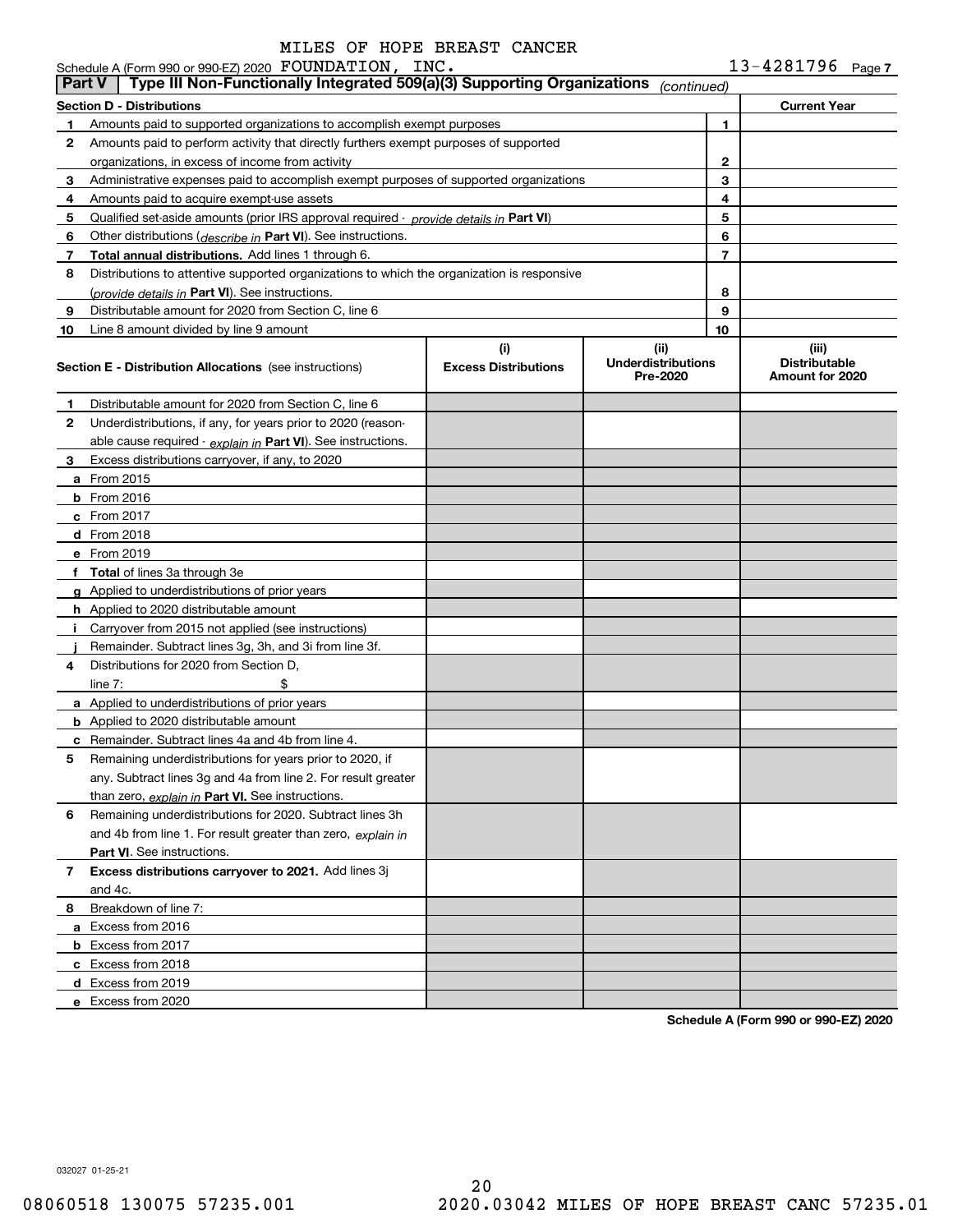MILES OF HOPE BREAST CANCER

Schedule A (Form 990 or 990-EZ) 2020 FOUNDATION, INC. 13-4281796 Page 7

## Part V | Type III Non-Functionally Integrated 509(a)(3) Supporting Organizations *(continued)*

| Section D - Distributions | | Current Year |
|---|---|---|
| 1 Amounts paid to supported organizations to accomplish exempt purposes | 1 | |
| 2 Amounts paid to perform activity that directly furthers exempt purposes of supported organizations, in excess of income from activity | 2 | |
| 3 Administrative expenses paid to accomplish exempt purposes of supported organizations | 3 | |
| 4 Amounts paid to acquire exempt-use assets | 4 | |
| 5 Qualified set-aside amounts (prior IRS approval required - *provide details in* **Part VI**) | 5 | |
| 6 Other distributions (*describe in* **Part VI**). See instructions. | 6 | |
| 7 **Total annual distributions.** Add lines 1 through 6. | 7 | |
| 8 Distributions to attentive supported organizations to which the organization is responsive (*provide details in* **Part VI**). See instructions. | 8 | |
| 9 Distributable amount for 2020 from Section C, line 6 | 9 | |
| 10 Line 8 amount divided by line 9 amount | 10 | |

| Section E - Distribution Allocations (see instructions) | (i) Excess Distributions | (ii) Underdistributions Pre-2020 | (iii) Distributable Amount for 2020 |
|---|---|---|---|
| 1 Distributable amount for 2020 from Section C, line 6 | | | |
| 2 Underdistributions, if any, for years prior to 2020 (reasonable cause required - *explain in* **Part VI**). See instructions. | | | |
| 3 Excess distributions carryover, if any, to 2020 | | | |
| a From 2015 | | | |
| b From 2016 | | | |
| c From 2017 | | | |
| d From 2018 | | | |
| e From 2019 | | | |
| f **Total** of lines 3a through 3e | | | |
| g Applied to underdistributions of prior years | | | |
| h Applied to 2020 distributable amount | | | |
| i Carryover from 2015 not applied (see instructions) | | | |
| j Remainder. Subtract lines 3g, 3h, and 3i from line 3f. | | | |
| 4 Distributions for 2020 from Section D, line 7: $ | | | |
| a Applied to underdistributions of prior years | | | |
| b Applied to 2020 distributable amount | | | |
| c Remainder. Subtract lines 4a and 4b from line 4. | | | |
| 5 Remaining underdistributions for years prior to 2020, if any. Subtract lines 3g and 4a from line 2. For result greater than zero, *explain in* **Part VI.** See instructions. | | | |
| 6 Remaining underdistributions for 2020. Subtract lines 3h and 4b from line 1. For result greater than zero, *explain in* **Part VI**. See instructions. | | | |
| 7 **Excess distributions carryover to 2021.** Add lines 3j and 4c. | | | |
| 8 Breakdown of line 7: | | | |
| a Excess from 2016 | | | |
| b Excess from 2017 | | | |
| c Excess from 2018 | | | |
| d Excess from 2019 | | | |
| e Excess from 2020 | | | |

**Schedule A (Form 990 or 990-EZ) 2020**

032027 01-25-21

08060518 130075 57235.001 2020.03042 MILES OF HOPE BREAST CANC 57235.01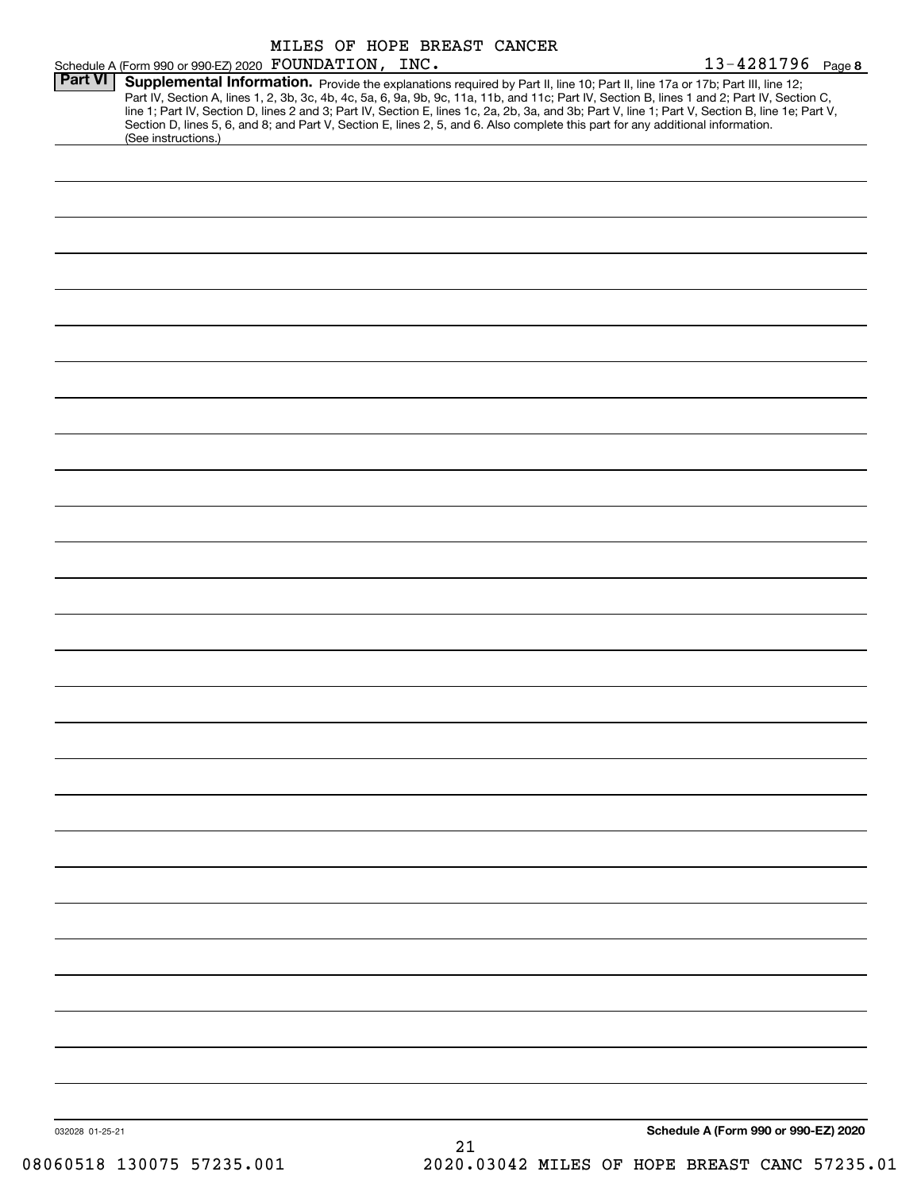MILES OF HOPE BREAST CANCER

Schedule A (Form 990 or 990-EZ) 2020 FOUNDATION, INC. 13-4281796 Page 8

## Part VI Supplemental Information.

Provide the explanations required by Part II, line 10; Part II, line 17a or 17b; Part III, line 12; Part IV, Section A, lines 1, 2, 3b, 3c, 4b, 4c, 5a, 6, 9a, 9b, 9c, 11a, 11b, and 11c; Part IV, Section B, lines 1 and 2; Part IV, Section C, line 1; Part IV, Section D, lines 2 and 3; Part IV, Section E, lines 1c, 2a, 2b, 3a, and 3b; Part V, line 1; Part V, Section B, line 1e; Part V, Section D, lines 5, 6, and 8; and Part V, Section E, lines 2, 5, and 6. Also complete this part for any additional information. (See instructions.)

032028 01-25-21

Schedule A (Form 990 or 990-EZ) 2020

08060518 130075 57235.001 2020.03042 MILES OF HOPE BREAST CANC 57235.01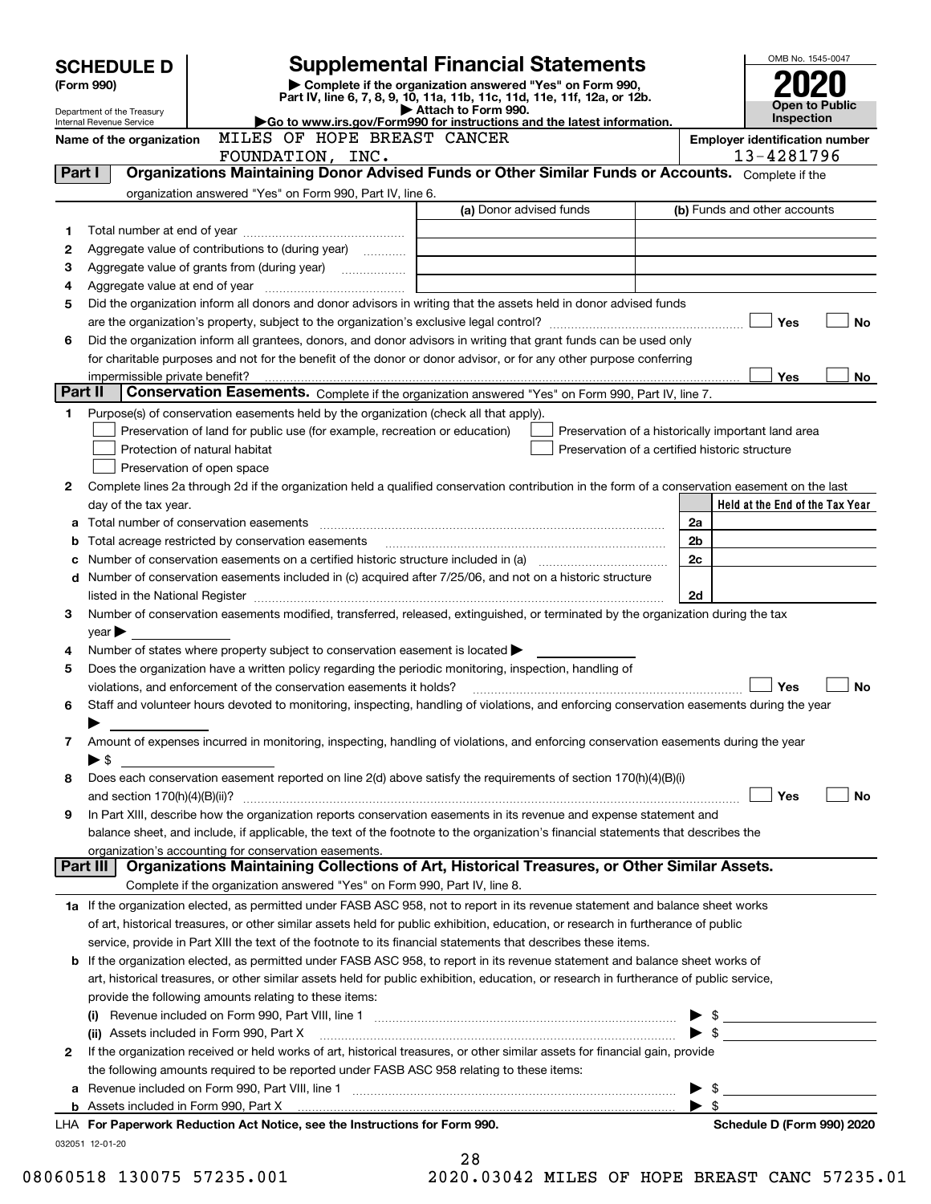# SCHEDULE D (Form 990)

# Supplemental Financial Statements

▶ Complete if the organization answered "Yes" on Form 990, Part IV, line 6, 7, 8, 9, 10, 11a, 11b, 11c, 11d, 11e, 11f, 12a, or 12b.
▶ Attach to Form 990.
▶Go to www.irs.gov/Form990 for instructions and the latest information.

Department of the Treasury
Internal Revenue Service

OMB No. 1545-0047

**2020**

**Open to Public Inspection**

Name of the organization: MILES OF HOPE BREAST CANCER FOUNDATION, INC.

Employer identification number: 13-4281796

## Part I Organizations Maintaining Donor Advised Funds or Other Similar Funds or Accounts.

Complete if the organization answered "Yes" on Form 990, Part IV, line 6.

| | | (a) Donor advised funds | (b) Funds and other accounts |
|---|---|---|---|
| 1 | Total number at end of year | | |
| 2 | Aggregate value of contributions to (during year) | | |
| 3 | Aggregate value of grants from (during year) | | |
| 4 | Aggregate value at end of year | | |

5 Did the organization inform all donors and donor advisors in writing that the assets held in donor advised funds are the organization's property, subject to the organization's exclusive legal control? ☐ Yes ☐ No

6 Did the organization inform all grantees, donors, and donor advisors in writing that grant funds can be used only for charitable purposes and not for the benefit of the donor or donor advisor, or for any other purpose conferring impermissible private benefit? ☐ Yes ☐ No

## Part II Conservation Easements.

Complete if the organization answered "Yes" on Form 990, Part IV, line 7.

1 Purpose(s) of conservation easements held by the organization (check all that apply).

- ☐ Preservation of land for public use (for example, recreation or education)
- ☐ Protection of natural habitat
- ☐ Preservation of open space
- ☐ Preservation of a historically important land area
- ☐ Preservation of a certified historic structure

2 Complete lines 2a through 2d if the organization held a qualified conservation contribution in the form of a conservation easement on the last day of the tax year.

| | | | Held at the End of the Tax Year |
|---|---|---|---|
| a | Total number of conservation easements | 2a | |
| b | Total acreage restricted by conservation easements | 2b | |
| c | Number of conservation easements on a certified historic structure included in (a) | 2c | |
| d | Number of conservation easements included in (c) acquired after 7/25/06, and not on a historic structure listed in the National Register | 2d | |

3 Number of conservation easements modified, transferred, released, extinguished, or terminated by the organization during the tax year ▶

4 Number of states where property subject to conservation easement is located ▶

5 Does the organization have a written policy regarding the periodic monitoring, inspection, handling of violations, and enforcement of the conservation easements it holds? ☐ Yes ☐ No

6 Staff and volunteer hours devoted to monitoring, inspecting, handling of violations, and enforcing conservation easements during the year ▶

7 Amount of expenses incurred in monitoring, inspecting, handling of violations, and enforcing conservation easements during the year ▶ $

8 Does each conservation easement reported on line 2(d) above satisfy the requirements of section 170(h)(4)(B)(i) and section 170(h)(4)(B)(ii)? ☐ Yes ☐ No

9 In Part XIII, describe how the organization reports conservation easements in its revenue and expense statement and balance sheet, and include, if applicable, the text of the footnote to the organization's financial statements that describes the organization's accounting for conservation easements.

## Part III Organizations Maintaining Collections of Art, Historical Treasures, or Other Similar Assets.

Complete if the organization answered "Yes" on Form 990, Part IV, line 8.

1a If the organization elected, as permitted under FASB ASC 958, not to report in its revenue statement and balance sheet works of art, historical treasures, or other similar assets held for public exhibition, education, or research in furtherance of public service, provide in Part XIII the text of the footnote to its financial statements that describes these items.

b If the organization elected, as permitted under FASB ASC 958, to report in its revenue statement and balance sheet works of art, historical treasures, or other similar assets held for public exhibition, education, or research in furtherance of public service, provide the following amounts relating to these items:

(i) Revenue included on Form 990, Part VIII, line 1 ▶ $

(ii) Assets included in Form 990, Part X ▶ $

2 If the organization received or held works of art, historical treasures, or other similar assets for financial gain, provide the following amounts required to be reported under FASB ASC 958 relating to these items:

a Revenue included on Form 990, Part VIII, line 1 ▶ $

b Assets included in Form 990, Part X ▶ $

LHA For Paperwork Reduction Act Notice, see the Instructions for Form 990.

Schedule D (Form 990) 2020

032051 12-01-20

08060518 130075 57235.001 2020.03042 MILES OF HOPE BREAST CANC 57235.01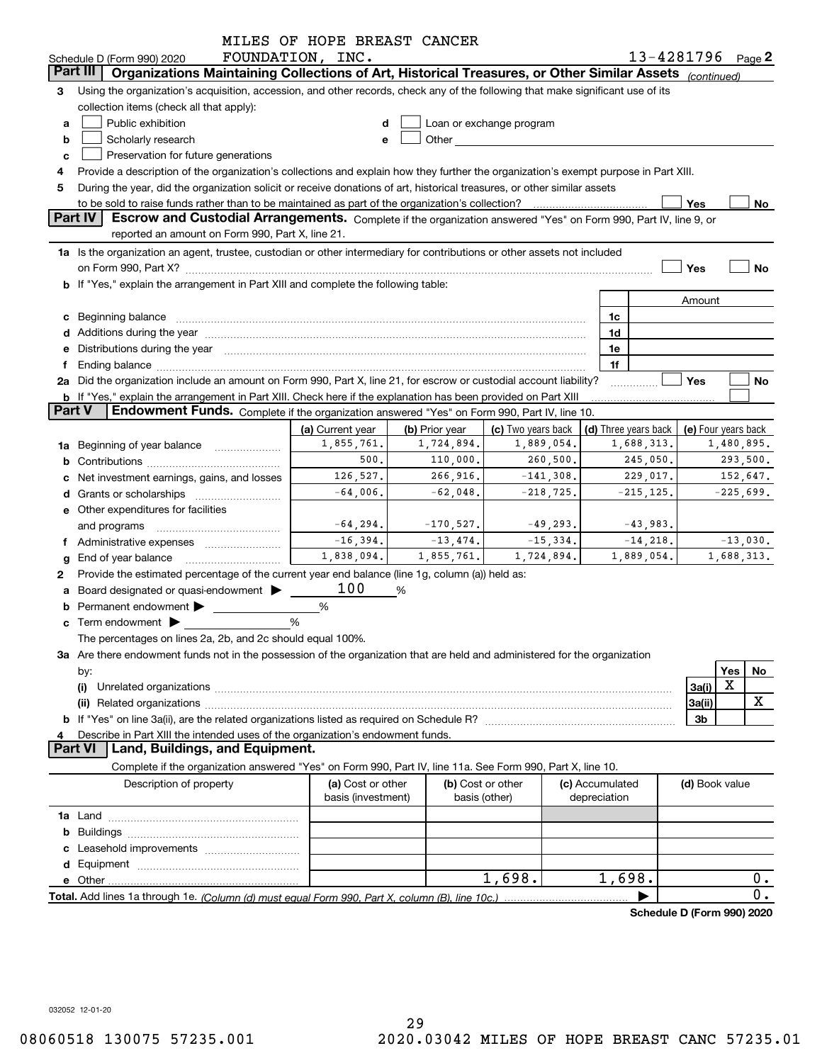Schedule D (Form 990) 2020 MILES OF HOPE BREAST CANCER FOUNDATION, INC. 13-4281796 Page 2

## Part III Organizations Maintaining Collections of Art, Historical Treasures, or Other Similar Assets (continued)

**3** Using the organization's acquisition, accession, and other records, check any of the following that make significant use of its collection items (check all that apply):

- **a** ☐ Public exhibition
- **b** ☐ Scholarly research
- **c** ☐ Preservation for future generations
- **d** ☐ Loan or exchange program
- **e** ☐ Other

**4** Provide a description of the organization's collections and explain how they further the organization's exempt purpose in Part XIII.

**5** During the year, did the organization solicit or receive donations of art, historical treasures, or other similar assets to be sold to raise funds rather than to be maintained as part of the organization's collection? ☐ Yes ☐ No

## Part IV Escrow and Custodial Arrangements.

Complete if the organization answered "Yes" on Form 990, Part IV, line 9, or reported an amount on Form 990, Part X, line 21.

**1a** Is the organization an agent, trustee, custodian or other intermediary for contributions or other assets not included on Form 990, Part X? ☐ Yes ☐ No

**b** If "Yes," explain the arrangement in Part XIII and complete the following table:

| | | Amount |
|---|---|---|
| **c** Beginning balance | 1c | |
| **d** Additions during the year | 1d | |
| **e** Distributions during the year | 1e | |
| **f** Ending balance | 1f | |

**2a** Did the organization include an amount on Form 990, Part X, line 21, for escrow or custodial account liability? ☐ Yes ☐ No

**b** If "Yes," explain the arrangement in Part XIII. Check here if the explanation has been provided on Part XIII ☐

## Part V Endowment Funds.

Complete if the organization answered "Yes" on Form 990, Part IV, line 10.

| | (a) Current year | (b) Prior year | (c) Two years back | (d) Three years back | (e) Four years back |
|---|---|---|---|---|---|
| **1a** Beginning of year balance | 1,855,761. | 1,724,894. | 1,889,054. | 1,688,313. | 1,480,895. |
| **b** Contributions | 500. | 110,000. | 260,500. | 245,050. | 293,500. |
| **c** Net investment earnings, gains, and losses | 126,527. | 266,916. | -141,308. | 229,017. | 152,647. |
| **d** Grants or scholarships | -64,006. | -62,048. | -218,725. | -215,125. | -225,699. |
| **e** Other expenditures for facilities and programs | -64,294. | -170,527. | -49,293. | -43,983. | |
| **f** Administrative expenses | -16,394. | -13,474. | -15,334. | -14,218. | -13,030. |
| **g** End of year balance | 1,838,094. | 1,855,761. | 1,724,894. | 1,889,054. | 1,688,313. |

**2** Provide the estimated percentage of the current year end balance (line 1g, column (a)) held as:

- **a** Board designated or quasi-endowment ▶ 100 %
- **b** Permanent endowment ▶ %
- **c** Term endowment ▶ %

The percentages on lines 2a, 2b, and 2c should equal 100%.

**3a** Are there endowment funds not in the possession of the organization that are held and administered for the organization by:

| | | Yes | No |
|---|---|---|---|
| **(i)** Unrelated organizations | 3a(i) | X | |
| **(ii)** Related organizations | 3a(ii) | | X |
| **b** If "Yes" on line 3a(ii), are the related organizations listed as required on Schedule R? | 3b | | |

**4** Describe in Part XIII the intended uses of the organization's endowment funds.

## Part VI Land, Buildings, and Equipment.

Complete if the organization answered "Yes" on Form 990, Part IV, line 11a. See Form 990, Part X, line 10.

| Description of property | (a) Cost or other basis (investment) | (b) Cost or other basis (other) | (c) Accumulated depreciation | (d) Book value |
|---|---|---|---|---|
| **1a** Land | | | | |
| **b** Buildings | | | | |
| **c** Leasehold improvements | | | | |
| **d** Equipment | | | | |
| **e** Other | | 1,698. | 1,698. | 0. |
| **Total.** Add lines 1a through 1e. *(Column (d) must equal Form 990, Part X, column (B), line 10c.)* ▶ | | | | 0. |

**Schedule D (Form 990) 2020**

032052 12-01-20

08060518 130075 57235.001 2020.03042 MILES OF HOPE BREAST CANC 57235.01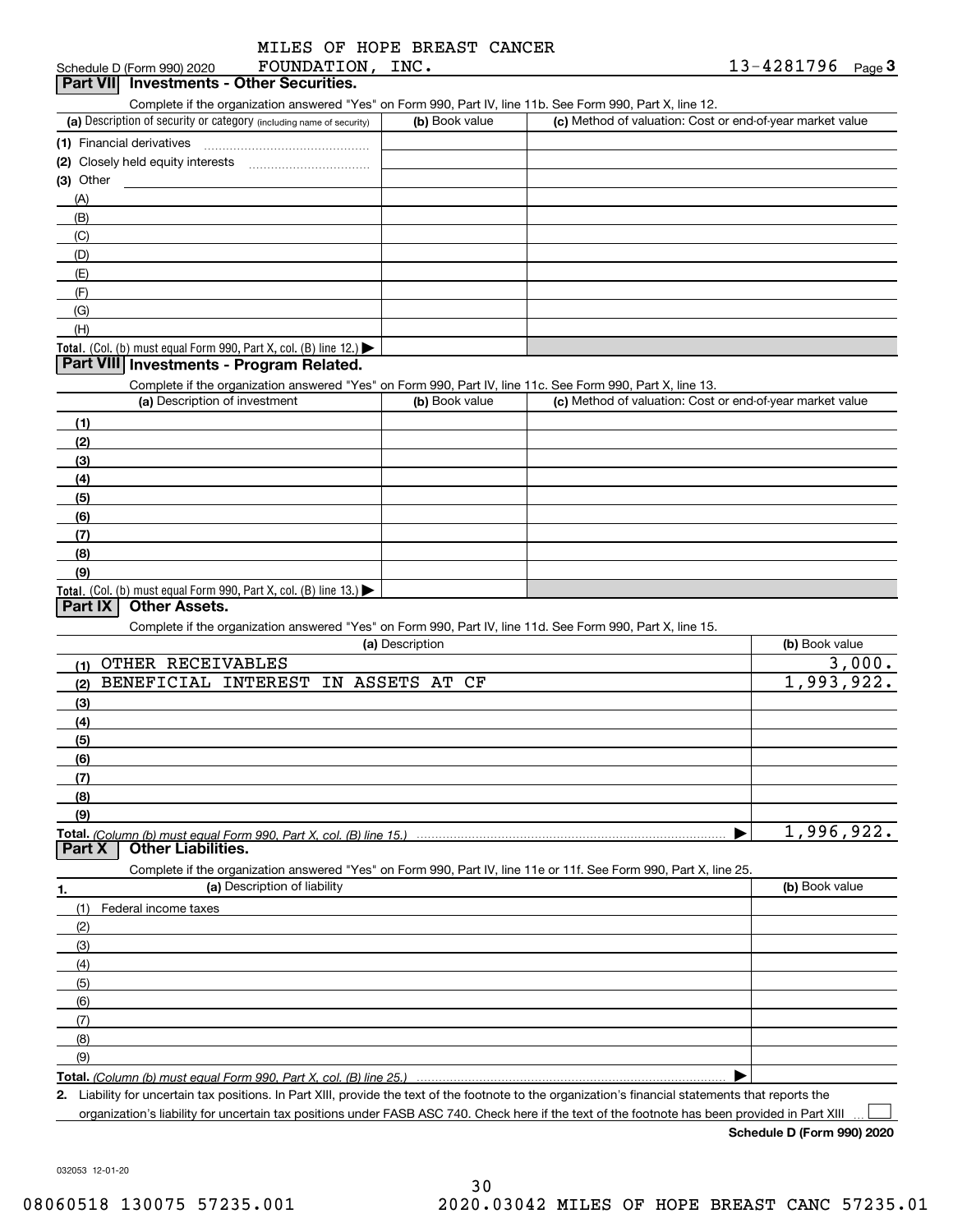MILES OF HOPE BREAST CANCER FOUNDATION, INC. 13-4281796

Schedule D (Form 990) 2020 Page 3

## Part VII Investments - Other Securities.

Complete if the organization answered "Yes" on Form 990, Part IV, line 11b. See Form 990, Part X, line 12.

| (a) Description of security or category (including name of security) | (b) Book value | (c) Method of valuation: Cost or end-of-year market value |
|---|---|---|
| (1) Financial derivatives | | |
| (2) Closely held equity interests | | |
| (3) Other | | |
| (A) | | |
| (B) | | |
| (C) | | |
| (D) | | |
| (E) | | |
| (F) | | |
| (G) | | |
| (H) | | |
| Total. (Col. (b) must equal Form 990, Part X, col. (B) line 12.) ▶ | | |

## Part VIII Investments - Program Related.

Complete if the organization answered "Yes" on Form 990, Part IV, line 11c. See Form 990, Part X, line 13.

| (a) Description of investment | (b) Book value | (c) Method of valuation: Cost or end-of-year market value |
|---|---|---|
| (1) | | |
| (2) | | |
| (3) | | |
| (4) | | |
| (5) | | |
| (6) | | |
| (7) | | |
| (8) | | |
| (9) | | |
| Total. (Col. (b) must equal Form 990, Part X, col. (B) line 13.) ▶ | | |

## Part IX Other Assets.

Complete if the organization answered "Yes" on Form 990, Part IV, line 11d. See Form 990, Part X, line 15.

| (a) Description | (b) Book value |
|---|---|
| (1) OTHER RECEIVABLES | 3,000. |
| (2) BENEFICIAL INTEREST IN ASSETS AT CF | 1,993,922. |
| (3) | |
| (4) | |
| (5) | |
| (6) | |
| (7) | |
| (8) | |
| (9) | |
| Total. (Column (b) must equal Form 990, Part X, col. (B) line 15.) ▶ | 1,996,922. |

## Part X Other Liabilities.

Complete if the organization answered "Yes" on Form 990, Part IV, line 11e or 11f. See Form 990, Part X, line 25.

| 1. (a) Description of liability | (b) Book value |
|---|---|
| (1) Federal income taxes | |
| (2) | |
| (3) | |
| (4) | |
| (5) | |
| (6) | |
| (7) | |
| (8) | |
| (9) | |
| Total. (Column (b) must equal Form 990, Part X, col. (B) line 25.) ▶ | |

2. Liability for uncertain tax positions. In Part XIII, provide the text of the footnote to the organization's financial statements that reports the organization's liability for uncertain tax positions under FASB ASC 740. Check here if the text of the footnote has been provided in Part XIII ☐

Schedule D (Form 990) 2020

032053 12-01-20

08060518 130075 57235.001 2020.03042 MILES OF HOPE BREAST CANC 57235.01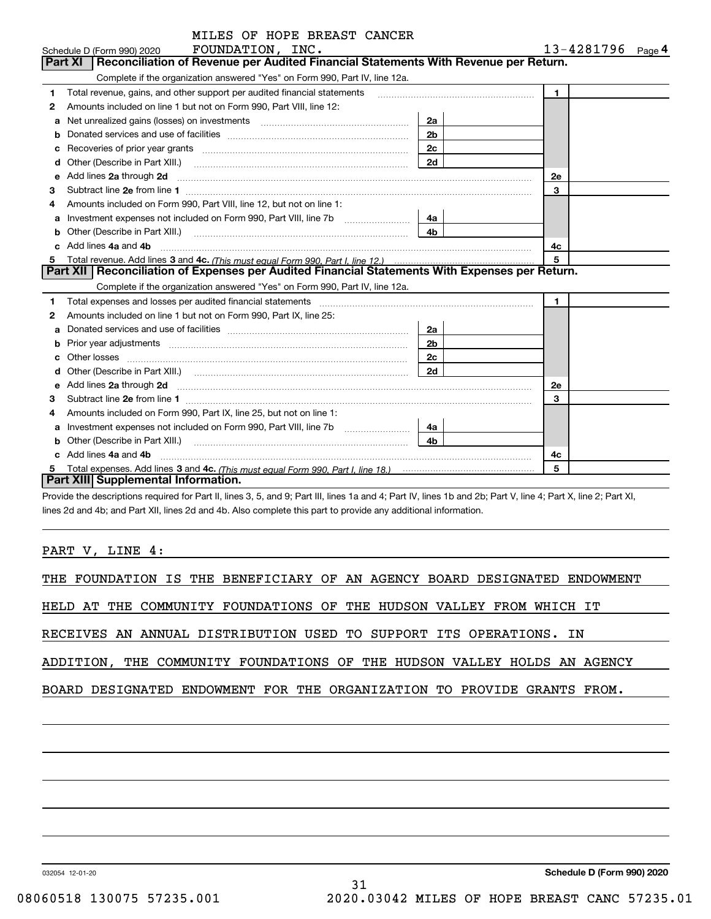MILES OF HOPE BREAST CANCER FOUNDATION, INC.

Schedule D (Form 990) 2020 — 13-4281796 — Page 4

## Part XI Reconciliation of Revenue per Audited Financial Statements With Revenue per Return.

Complete if the organization answered "Yes" on Form 990, Part IV, line 12a.

| | | | | | |
|---|---|---|---|---|---|
| 1 | Total revenue, gains, and other support per audited financial statements | | | 1 | |
| 2 | Amounts included on line 1 but not on Form 990, Part VIII, line 12: | | | | |
| a | Net unrealized gains (losses) on investments | 2a | | | |
| b | Donated services and use of facilities | 2b | | | |
| c | Recoveries of prior year grants | 2c | | | |
| d | Other (Describe in Part XIII.) | 2d | | | |
| e | Add lines 2a through 2d | | | 2e | |
| 3 | Subtract line 2e from line 1 | | | 3 | |
| 4 | Amounts included on Form 990, Part VIII, line 12, but not on line 1: | | | | |
| a | Investment expenses not included on Form 990, Part VIII, line 7b | 4a | | | |
| b | Other (Describe in Part XIII.) | 4b | | | |
| c | Add lines 4a and 4b | | | 4c | |
| 5 | Total revenue. Add lines 3 and 4c. *(This must equal Form 990, Part I, line 12.)* | | | 5 | |

## Part XII Reconciliation of Expenses per Audited Financial Statements With Expenses per Return.

Complete if the organization answered "Yes" on Form 990, Part IV, line 12a.

| | | | | | |
|---|---|---|---|---|---|
| 1 | Total expenses and losses per audited financial statements | | | 1 | |
| 2 | Amounts included on line 1 but not on Form 990, Part IX, line 25: | | | | |
| a | Donated services and use of facilities | 2a | | | |
| b | Prior year adjustments | 2b | | | |
| c | Other losses | 2c | | | |
| d | Other (Describe in Part XIII.) | 2d | | | |
| e | Add lines 2a through 2d | | | 2e | |
| 3 | Subtract line 2e from line 1 | | | 3 | |
| 4 | Amounts included on Form 990, Part IX, line 25, but not on line 1: | | | | |
| a | Investment expenses not included on Form 990, Part VIII, line 7b | 4a | | | |
| b | Other (Describe in Part XIII.) | 4b | | | |
| c | Add lines 4a and 4b | | | 4c | |
| 5 | Total expenses. Add lines 3 and 4c. *(This must equal Form 990, Part I, line 18.)* | | | 5 | |

## Part XIII Supplemental Information.

Provide the descriptions required for Part II, lines 3, 5, and 9; Part III, lines 1a and 4; Part IV, lines 1b and 2b; Part V, line 4; Part X, line 2; Part XI, lines 2d and 4b; and Part XII, lines 2d and 4b. Also complete this part to provide any additional information.

PART V, LINE 4:

THE FOUNDATION IS THE BENEFICIARY OF AN AGENCY BOARD DESIGNATED ENDOWMENT HELD AT THE COMMUNITY FOUNDATIONS OF THE HUDSON VALLEY FROM WHICH IT RECEIVES AN ANNUAL DISTRIBUTION USED TO SUPPORT ITS OPERATIONS. IN ADDITION, THE COMMUNITY FOUNDATIONS OF THE HUDSON VALLEY HOLDS AN AGENCY BOARD DESIGNATED ENDOWMENT FOR THE ORGANIZATION TO PROVIDE GRANTS FROM.

032054 12-01-20 — Schedule D (Form 990) 2020

08060518 130075 57235.001 — 2020.03042 MILES OF HOPE BREAST CANC 57235.01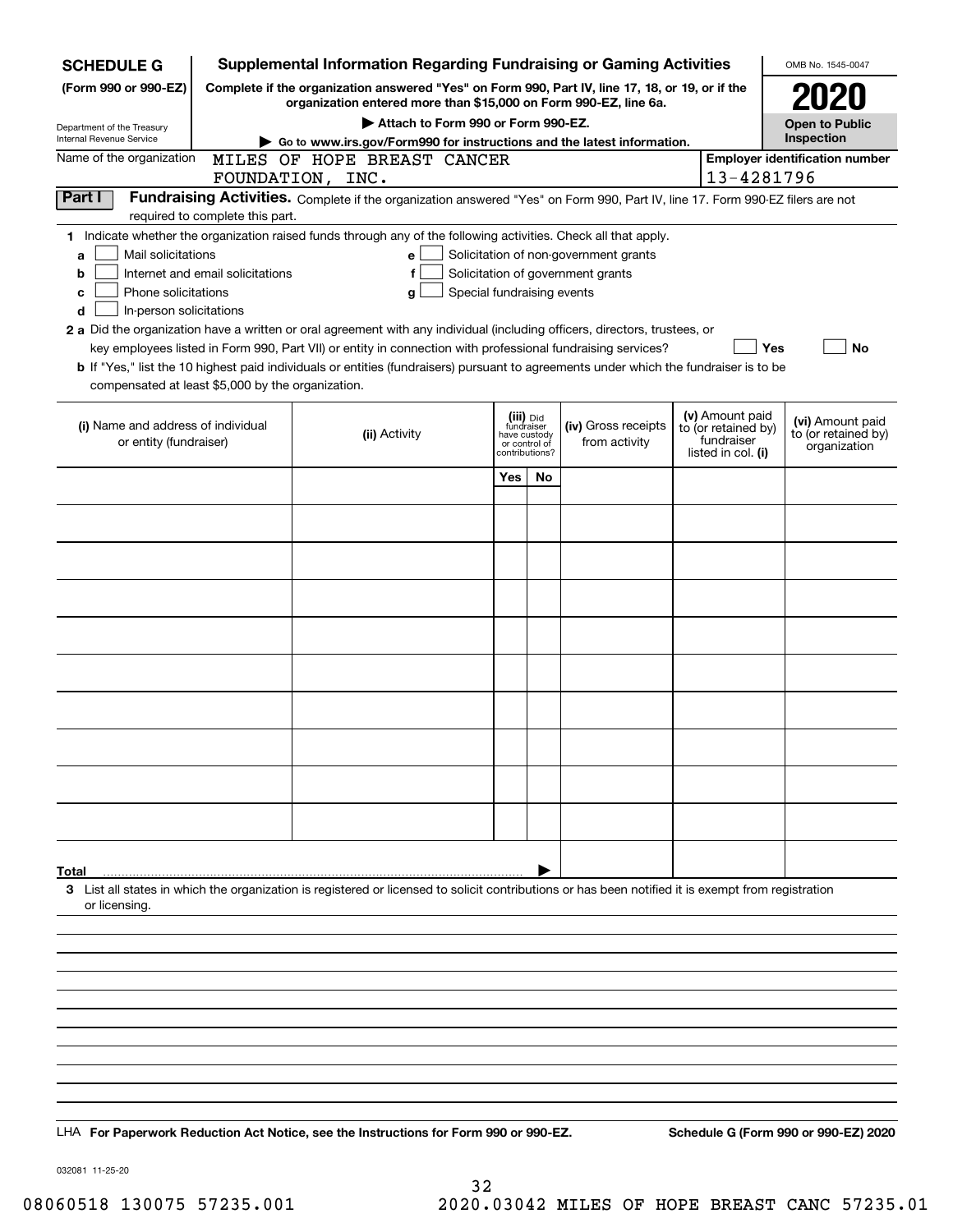**SCHEDULE G (Form 990 or 990-EZ)**

Department of the Treasury
Internal Revenue Service

# Supplemental Information Regarding Fundraising or Gaming Activities

**Complete if the organization answered "Yes" on Form 990, Part IV, line 17, 18, or 19, or if the organization entered more than $15,000 on Form 990-EZ, line 6a.**

**▶ Attach to Form 990 or Form 990-EZ.**

**▶ Go to www.irs.gov/Form990 for instructions and the latest information.**

OMB No. 1545-0047

**2020**

**Open to Public Inspection**

Name of the organization: MILES OF HOPE BREAST CANCER FOUNDATION, INC.

**Employer identification number:** 13-4281796

**Part I** **Fundraising Activities.** Complete if the organization answered "Yes" on Form 990, Part IV, line 17. Form 990-EZ filers are not required to complete this part.

**1** Indicate whether the organization raised funds through any of the following activities. Check all that apply.

- **a** ☐ Mail solicitations
- **b** ☐ Internet and email solicitations
- **c** ☐ Phone solicitations
- **d** ☐ In-person solicitations
- **e** ☐ Solicitation of non-government grants
- **f** ☐ Solicitation of government grants
- **g** ☐ Special fundraising events

**2 a** Did the organization have a written or oral agreement with any individual (including officers, directors, trustees, or key employees listed in Form 990, Part VII) or entity in connection with professional fundraising services? ☐ **Yes** ☐ **No**

**b** If "Yes," list the 10 highest paid individuals or entities (fundraisers) pursuant to agreements under which the fundraiser is to be compensated at least $5,000 by the organization.

| (i) Name and address of individual or entity (fundraiser) | (ii) Activity | (iii) Did fundraiser have custody or control of contributions? | | (iv) Gross receipts from activity | (v) Amount paid to (or retained by) fundraiser listed in col. (i) | (vi) Amount paid to (or retained by) organization |
|---|---|---|---|---|---|---|
| | | Yes | No | | | |
| | | | | | | |
| | | | | | | |
| | | | | | | |
| | | | | | | |
| | | | | | | |
| | | | | | | |
| | | | | | | |
| | | | | | | |
| | | | | | | |
| | | | | | | |
| **Total** | | | | | | |

**3** List all states in which the organization is registered or licensed to solicit contributions or has been notified it is exempt from registration or licensing.

LHA **For Paperwork Reduction Act Notice, see the Instructions for Form 990 or 990-EZ.** **Schedule G (Form 990 or 990-EZ) 2020**

032081 11-25-20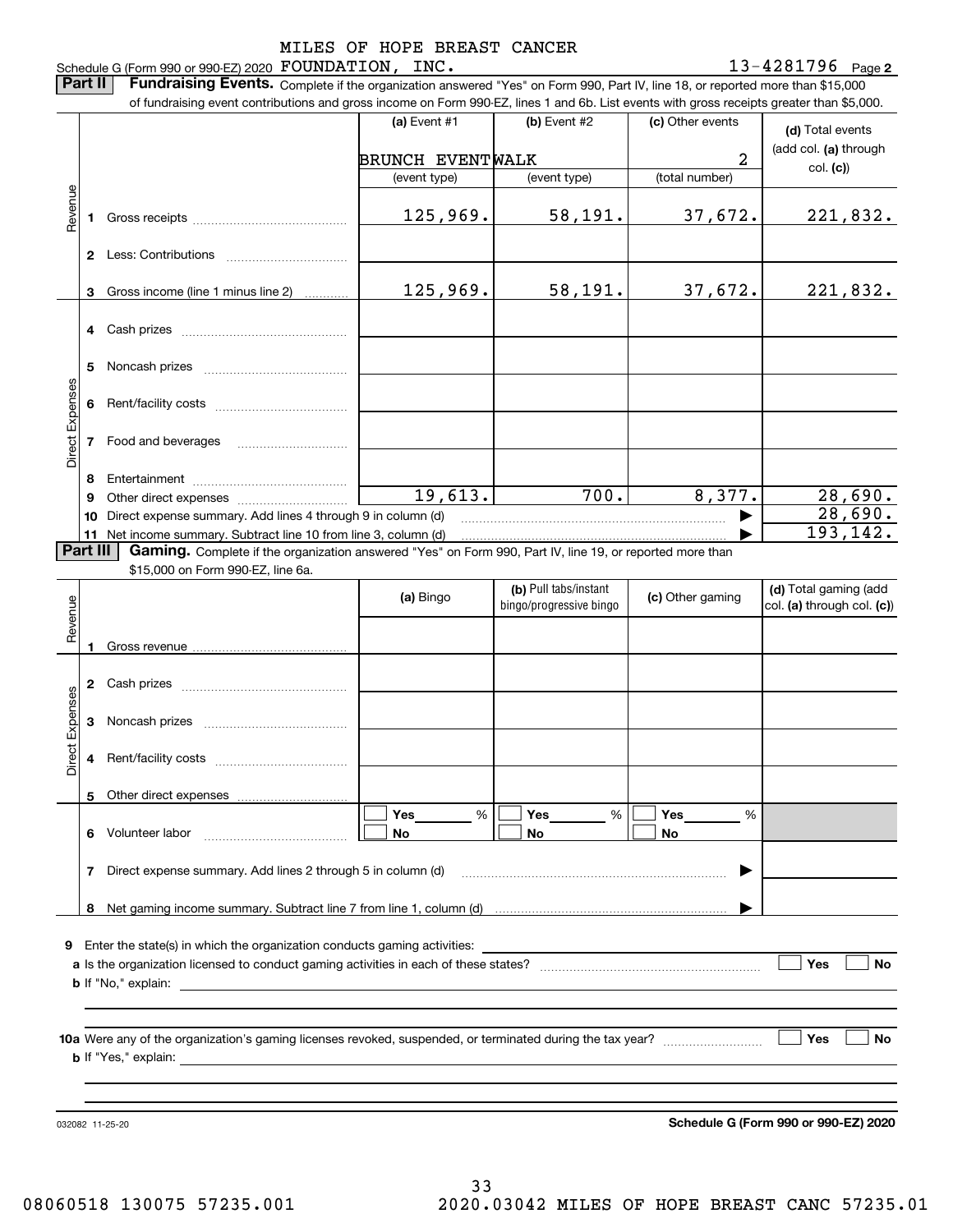Schedule G (Form 990 or 990-EZ) 2020 MILES OF HOPE BREAST CANCER FOUNDATION, INC. 13-4281796 Page 2

**Part II** **Fundraising Events.** Complete if the organization answered "Yes" on Form 990, Part IV, line 18, or reported more than $15,000 of fundraising event contributions and gross income on Form 990-EZ, lines 1 and 6b. List events with gross receipts greater than $5,000.

| | | (a) Event #1 | (b) Event #2 | (c) Other events | (d) Total events (add col. (a) through col. (c)) |
|---|---|---|---|---|---|
| | | BRUNCH EVENT | WALK | 2 | |
| | | (event type) | (event type) | (total number) | |
| Revenue | 1 Gross receipts | 125,969. | 58,191. | 37,672. | 221,832. |
| | 2 Less: Contributions | | | | |
| | 3 Gross income (line 1 minus line 2) | 125,969. | 58,191. | 37,672. | 221,832. |
| Direct Expenses | 4 Cash prizes | | | | |
| | 5 Noncash prizes | | | | |
| | 6 Rent/facility costs | | | | |
| | 7 Food and beverages | | | | |
| | 8 Entertainment | | | | |
| | 9 Other direct expenses | 19,613. | 700. | 8,377. | 28,690. |
| | 10 Direct expense summary. Add lines 4 through 9 in column (d) | | | | 28,690. |
| | 11 Net income summary. Subtract line 10 from line 3, column (d) | | | | 193,142. |

**Part III** **Gaming.** Complete if the organization answered "Yes" on Form 990, Part IV, line 19, or reported more than $15,000 on Form 990-EZ, line 6a.

| | | (a) Bingo | (b) Pull tabs/instant bingo/progressive bingo | (c) Other gaming | (d) Total gaming (add col. (a) through col. (c)) |
|---|---|---|---|---|---|
| Revenue | 1 Gross revenue | | | | |
| Direct Expenses | 2 Cash prizes | | | | |
| | 3 Noncash prizes | | | | |
| | 4 Rent/facility costs | | | | |
| | 5 Other direct expenses | | | | |
| | 6 Volunteer labor | ☐ Yes ____ % ☐ No | ☐ Yes ____ % ☐ No | ☐ Yes ____ % ☐ No | |
| | 7 Direct expense summary. Add lines 2 through 5 in column (d) | | | | |
| | 8 Net gaming income summary. Subtract line 7 from line 1, column (d) | | | | |

9 Enter the state(s) in which the organization conducts gaming activities: ____________

a Is the organization licensed to conduct gaming activities in each of these states? ☐ Yes ☐ No

b If "No," explain: ____________

10a Were any of the organization's gaming licenses revoked, suspended, or terminated during the tax year? ☐ Yes ☐ No

b If "Yes," explain: ____________

032082 11-25-20 **Schedule G (Form 990 or 990-EZ) 2020**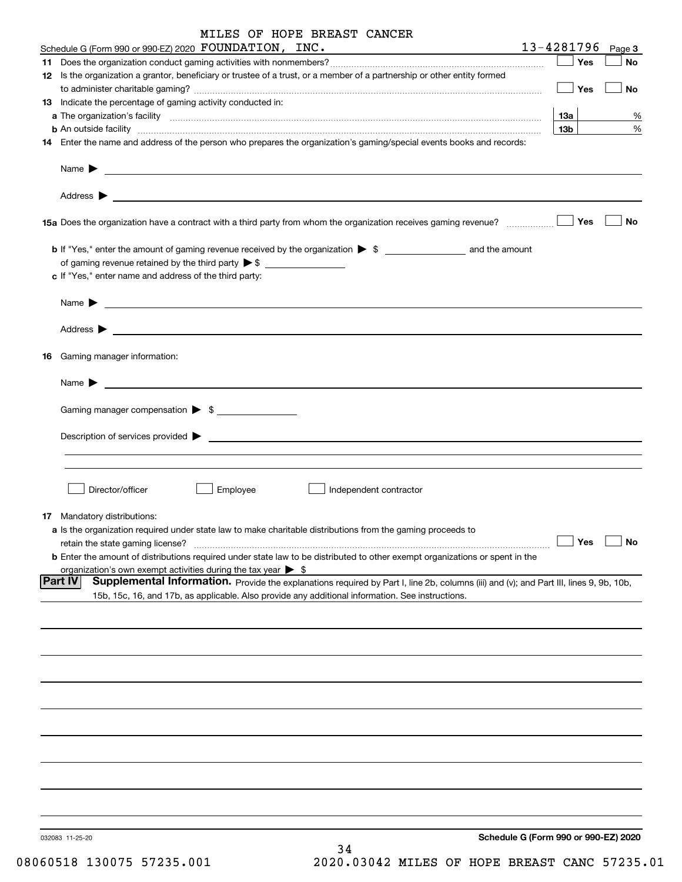MILES OF HOPE BREAST CANCER

Schedule G (Form 990 or 990-EZ) 2020 FOUNDATION, INC. 13-4281796 Page 3

**11** Does the organization conduct gaming activities with nonmembers? ☐ Yes ☐ No

**12** Is the organization a grantor, beneficiary or trustee of a trust, or a member of a partnership or other entity formed to administer charitable gaming? ☐ Yes ☐ No

**13** Indicate the percentage of gaming activity conducted in:

**a** The organization's facility **13a** %

**b** An outside facility **13b** %

**14** Enter the name and address of the person who prepares the organization's gaming/special events books and records:

Name ▶

Address ▶

**15a** Does the organization have a contract with a third party from whom the organization receives gaming revenue? ☐ Yes ☐ No

**b** If "Yes," enter the amount of gaming revenue received by the organization ▶ $ ______ and the amount of gaming revenue retained by the third party ▶ $ ______

**c** If "Yes," enter name and address of the third party:

Name ▶

Address ▶

**16** Gaming manager information:

Name ▶

Gaming manager compensation ▶ $ ______

Description of services provided ▶

☐ Director/officer ☐ Employee ☐ Independent contractor

**17** Mandatory distributions:

**a** Is the organization required under state law to make charitable distributions from the gaming proceeds to retain the state gaming license? ☐ Yes ☐ No

**b** Enter the amount of distributions required under state law to be distributed to other exempt organizations or spent in the organization's own exempt activities during the tax year ▶ $

**Part IV** **Supplemental Information.** Provide the explanations required by Part I, line 2b, columns (iii) and (v); and Part III, lines 9, 9b, 10b, 15b, 15c, 16, and 17b, as applicable. Also provide any additional information. See instructions.

032083 11-25-20 **Schedule G (Form 990 or 990-EZ) 2020**

08060518 130075 57235.001 2020.03042 MILES OF HOPE BREAST CANC 57235.01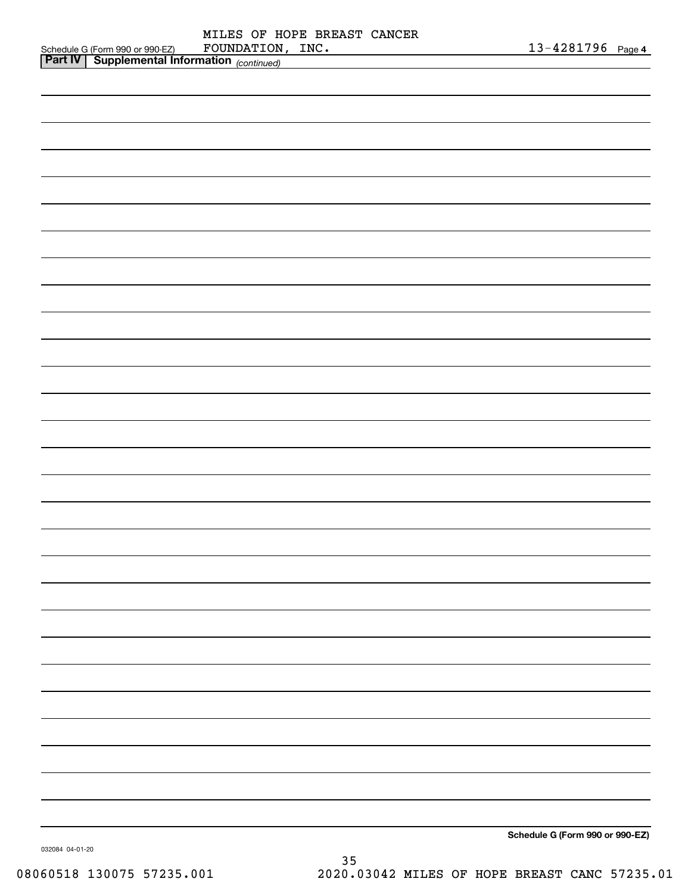Schedule G (Form 990 or 990-EZ) MILES OF HOPE BREAST CANCER FOUNDATION, INC. 13-4281796 Page 4

**Part IV | Supplemental Information** *(continued)*

**Schedule G (Form 990 or 990-EZ)**

032084 04-01-20

08060518 130075 57235.001 2020.03042 MILES OF HOPE BREAST CANC 57235.01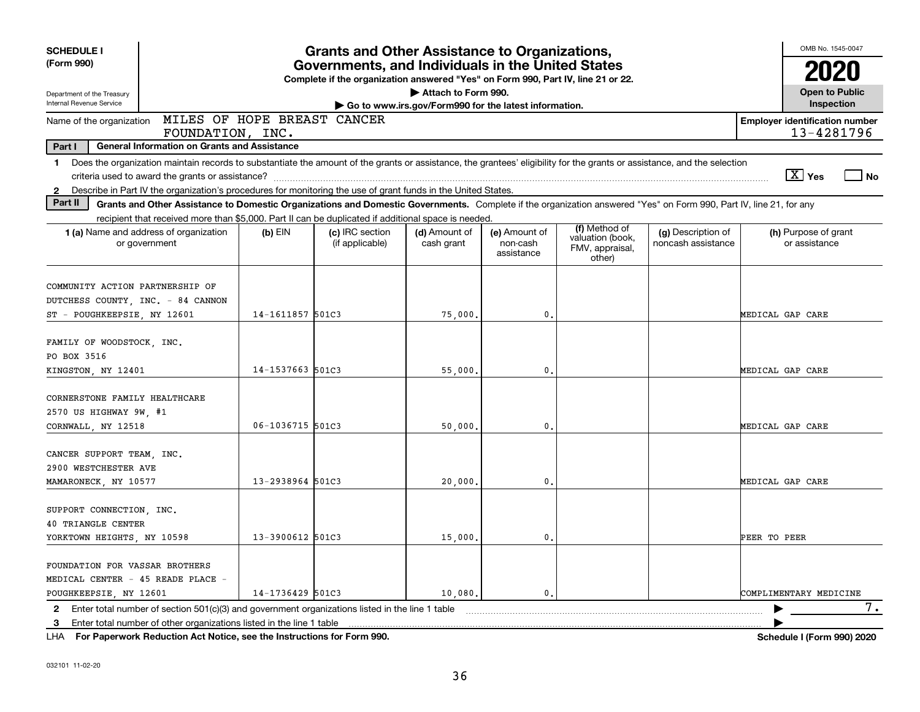**SCHEDULE I**
**(Form 990)**

Department of the Treasury
Internal Revenue Service

# Grants and Other Assistance to Organizations, Governments, and Individuals in the United States

**Complete if the organization answered "Yes" on Form 990, Part IV, line 21 or 22.**
**▶ Attach to Form 990.**
**▶ Go to www.irs.gov/Form990 for the latest information.**

OMB No. 1545-0047
**2020**
**Open to Public Inspection**

Name of the organization: MILES OF HOPE BREAST CANCER FOUNDATION, INC.

**Employer identification number:** 13-4281796

**Part I — General Information on Grants and Assistance**

1 Does the organization maintain records to substantiate the amount of the grants or assistance, the grantees' eligibility for the grants or assistance, and the selection criteria used to award the grants or assistance? [X] Yes [ ] No

2 Describe in Part IV the organization's procedures for monitoring the use of grant funds in the United States.

**Part II — Grants and Other Assistance to Domestic Organizations and Domestic Governments.** Complete if the organization answered "Yes" on Form 990, Part IV, line 21, for any recipient that received more than $5,000. Part II can be duplicated if additional space is needed.

| 1 (a) Name and address of organization or government | (b) EIN | (c) IRC section (if applicable) | (d) Amount of cash grant | (e) Amount of non-cash assistance | (f) Method of valuation (book, FMV, appraisal, other) | (g) Description of noncash assistance | (h) Purpose of grant or assistance |
|---|---|---|---|---|---|---|---|
| COMMUNITY ACTION PARTNERSHIP OF DUTCHESS COUNTY, INC. - 84 CANNON ST - POUGHKEEPSIE, NY 12601 | 14-1611857 | 501C3 | 75,000. | 0. | | | MEDICAL GAP CARE |
| FAMILY OF WOODSTOCK, INC. PO BOX 3516 KINGSTON, NY 12401 | 14-1537663 | 501C3 | 55,000. | 0. | | | MEDICAL GAP CARE |
| CORNERSTONE FAMILY HEALTHCARE 2570 US HIGHWAY 9W, #1 CORNWALL, NY 12518 | 06-1036715 | 501C3 | 50,000. | 0. | | | MEDICAL GAP CARE |
| CANCER SUPPORT TEAM, INC. 2900 WESTCHESTER AVE MAMARONECK, NY 10577 | 13-2938964 | 501C3 | 20,000. | 0. | | | MEDICAL GAP CARE |
| SUPPORT CONNECTION, INC. 40 TRIANGLE CENTER YORKTOWN HEIGHTS, NY 10598 | 13-3900612 | 501C3 | 15,000. | 0. | | | PEER TO PEER |
| FOUNDATION FOR VASSAR BROTHERS MEDICAL CENTER - 45 READE PLACE - POUGHKEEPSIE, NY 12601 | 14-1736429 | 501C3 | 10,080. | 0. | | | COMPLIMENTARY MEDICINE |

2 Enter total number of section 501(c)(3) and government organizations listed in the line 1 table ▶ 7.

3 Enter total number of other organizations listed in the line 1 table ▶

LHA **For Paperwork Reduction Act Notice, see the Instructions for Form 990.** **Schedule I (Form 990) 2020**

032101 11-02-20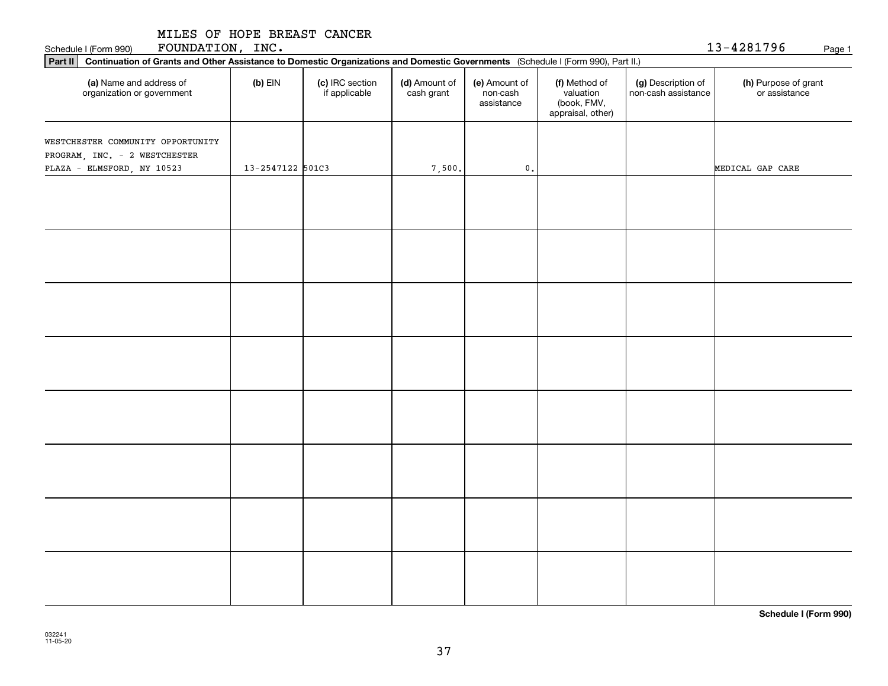Schedule I (Form 990) MILES OF HOPE BREAST CANCER FOUNDATION, INC. 13-4281796 Page 1

**Part II** **Continuation of Grants and Other Assistance to Domestic Organizations and Domestic Governments** (Schedule I (Form 990), Part II.)

| (a) Name and address of organization or government | (b) EIN | (c) IRC section if applicable | (d) Amount of cash grant | (e) Amount of non-cash assistance | (f) Method of valuation (book, FMV, appraisal, other) | (g) Description of non-cash assistance | (h) Purpose of grant or assistance |
|---|---|---|---|---|---|---|---|
| WESTCHESTER COMMUNITY OPPORTUNITY PROGRAM, INC. - 2 WESTCHESTER PLAZA - ELMSFORD, NY 10523 | 13-2547122 | 501C3 | 7,500. | 0. | | | MEDICAL GAP CARE |
| | | | | | | | |
| | | | | | | | |
| | | | | | | | |
| | | | | | | | |
| | | | | | | | |
| | | | | | | | |
| | | | | | | | |
| | | | | | | | |

**Schedule I (Form 990)**

032241 11-05-20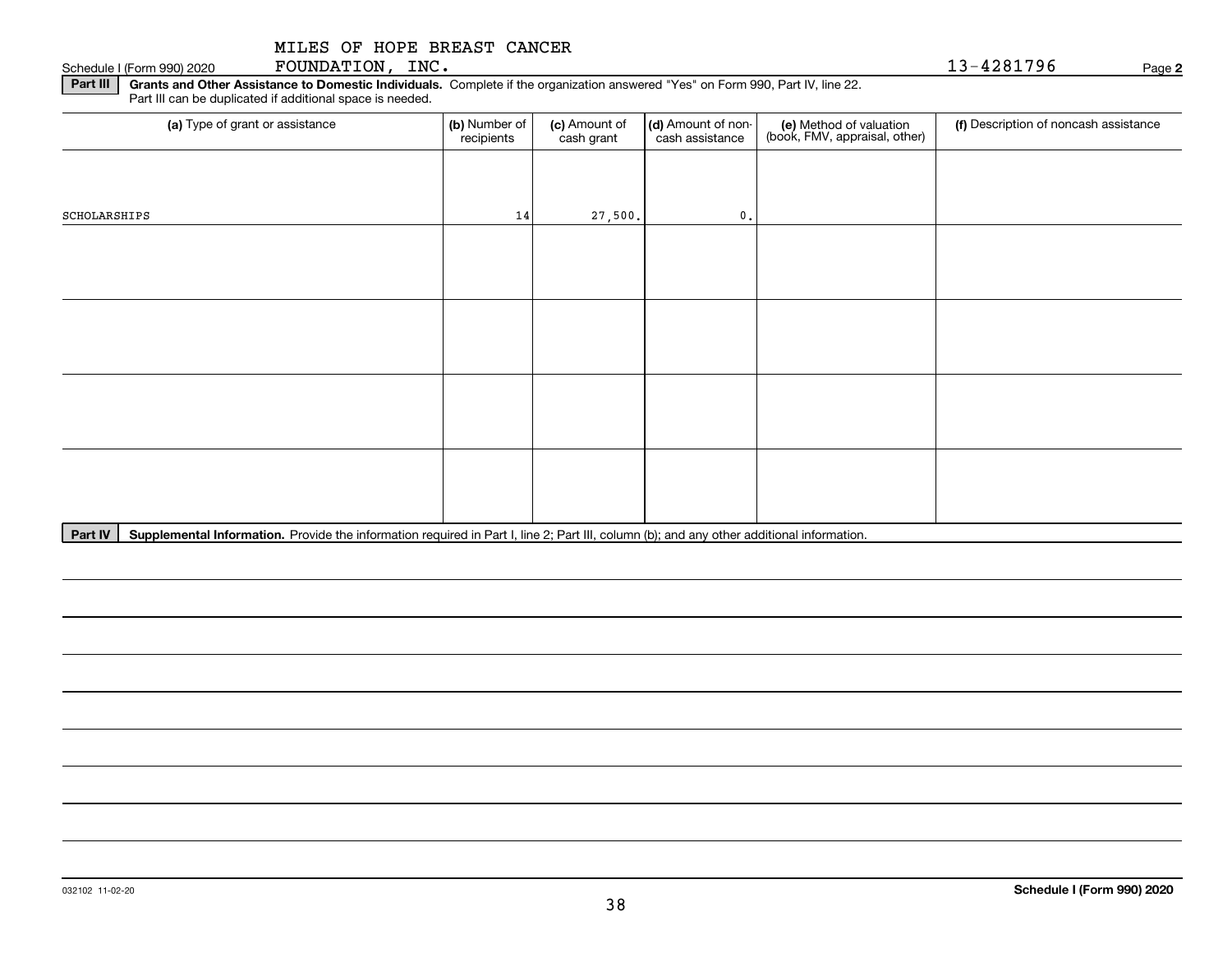MILES OF HOPE BREAST CANCER FOUNDATION, INC. 13-4281796

Schedule I (Form 990) 2020 Page **2**

**Part III** **Grants and Other Assistance to Domestic Individuals.** Complete if the organization answered "Yes" on Form 990, Part IV, line 22. Part III can be duplicated if additional space is needed.

| (a) Type of grant or assistance | (b) Number of recipients | (c) Amount of cash grant | (d) Amount of non-cash assistance | (e) Method of valuation (book, FMV, appraisal, other) | (f) Description of noncash assistance |
|---|---|---|---|---|---|
| SCHOLARSHIPS | 14 | 27,500. | 0. | | |
| | | | | | |
| | | | | | |
| | | | | | |
| | | | | | |

**Part IV** **Supplemental Information.** Provide the information required in Part I, line 2; Part III, column (b); and any other additional information.

032102 11-02-20

**Schedule I (Form 990) 2020**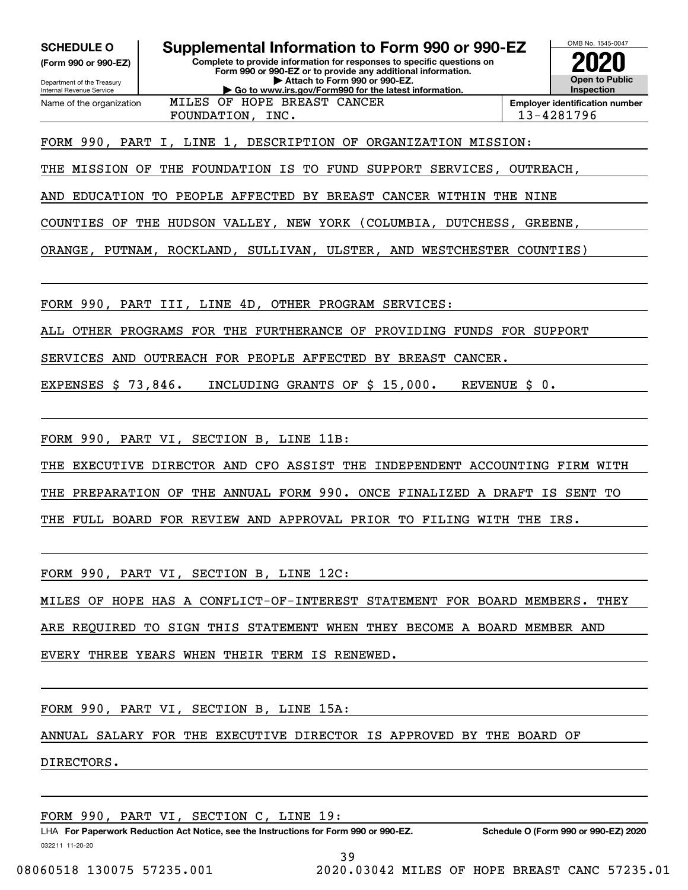**SCHEDULE O**
**(Form 990 or 990-EZ)**

Department of the Treasury
Internal Revenue Service

# Supplemental Information to Form 990 or 990-EZ

**Complete to provide information for responses to specific questions on Form 990 or 990-EZ or to provide any additional information.**
**▶ Attach to Form 990 or 990-EZ.**
**▶ Go to www.irs.gov/Form990 for the latest information.**

OMB No. 1545-0047

**2020**

**Open to Public Inspection**

| Name of the organization | Employer identification number |
|---|---|
| MILES OF HOPE BREAST CANCER FOUNDATION, INC. | 13-4281796 |

FORM 990, PART I, LINE 1, DESCRIPTION OF ORGANIZATION MISSION:

THE MISSION OF THE FOUNDATION IS TO FUND SUPPORT SERVICES, OUTREACH, AND EDUCATION TO PEOPLE AFFECTED BY BREAST CANCER WITHIN THE NINE COUNTIES OF THE HUDSON VALLEY, NEW YORK (COLUMBIA, DUTCHESS, GREENE, ORANGE, PUTNAM, ROCKLAND, SULLIVAN, ULSTER, AND WESTCHESTER COUNTIES)

FORM 990, PART III, LINE 4D, OTHER PROGRAM SERVICES:

ALL OTHER PROGRAMS FOR THE FURTHERANCE OF PROVIDING FUNDS FOR SUPPORT SERVICES AND OUTREACH FOR PEOPLE AFFECTED BY BREAST CANCER.

EXPENSES $ 73,846. INCLUDING GRANTS OF $ 15,000. REVENUE $ 0.

FORM 990, PART VI, SECTION B, LINE 11B:

THE EXECUTIVE DIRECTOR AND CFO ASSIST THE INDEPENDENT ACCOUNTING FIRM WITH THE PREPARATION OF THE ANNUAL FORM 990. ONCE FINALIZED A DRAFT IS SENT TO THE FULL BOARD FOR REVIEW AND APPROVAL PRIOR TO FILING WITH THE IRS.

FORM 990, PART VI, SECTION B, LINE 12C:

MILES OF HOPE HAS A CONFLICT-OF-INTEREST STATEMENT FOR BOARD MEMBERS. THEY ARE REQUIRED TO SIGN THIS STATEMENT WHEN THEY BECOME A BOARD MEMBER AND EVERY THREE YEARS WHEN THEIR TERM IS RENEWED.

FORM 990, PART VI, SECTION B, LINE 15A:

ANNUAL SALARY FOR THE EXECUTIVE DIRECTOR IS APPROVED BY THE BOARD OF DIRECTORS.

FORM 990, PART VI, SECTION C, LINE 19:

LHA **For Paperwork Reduction Act Notice, see the Instructions for Form 990 or 990-EZ.** **Schedule O (Form 990 or 990-EZ) 2020**

032211 11-20-20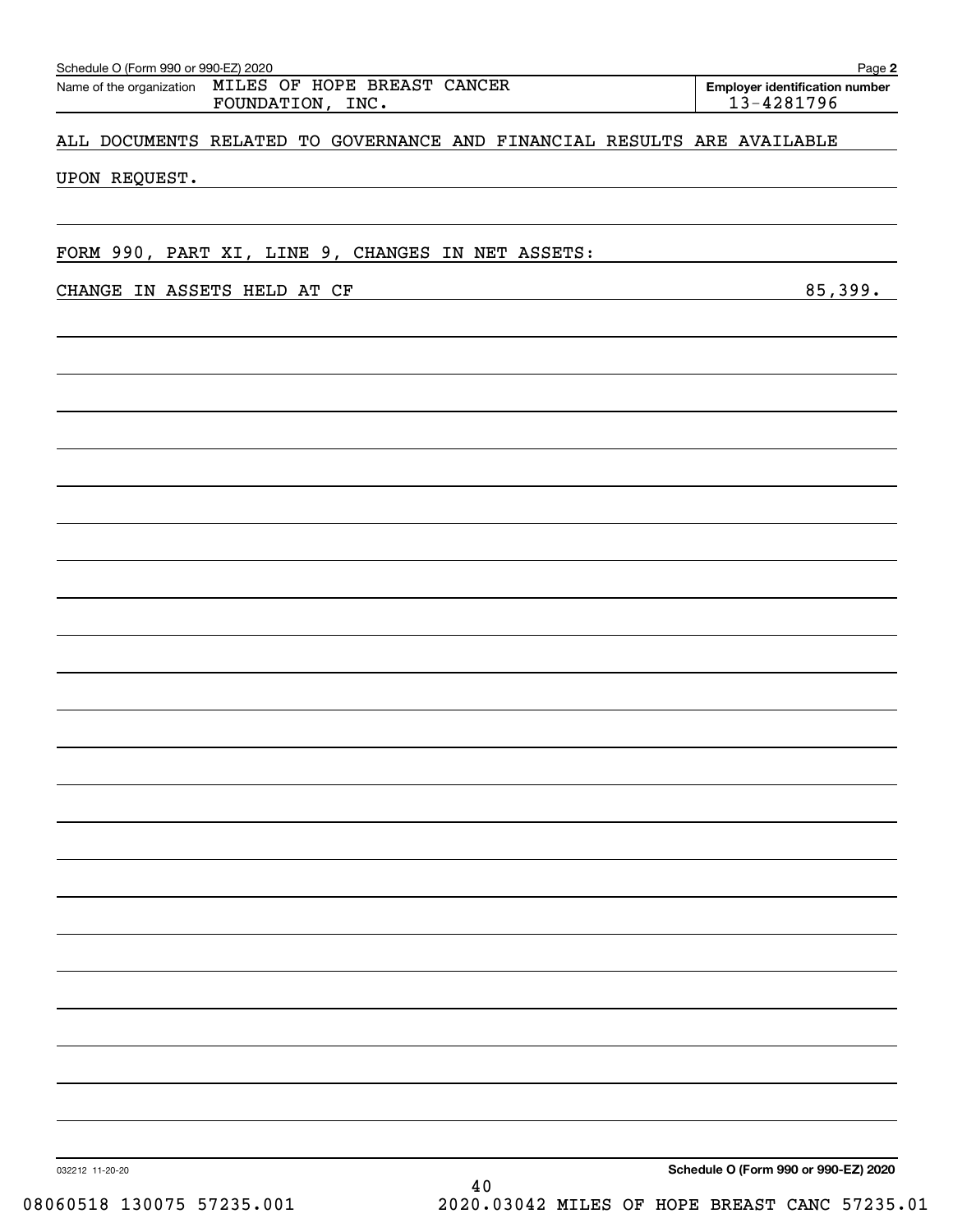Schedule O (Form 990 or 990-EZ) 2020

Name of the organization: MILES OF HOPE BREAST CANCER FOUNDATION, INC.

Employer identification number: 13-4281796

ALL DOCUMENTS RELATED TO GOVERNANCE AND FINANCIAL RESULTS ARE AVAILABLE UPON REQUEST.

FORM 990, PART XI, LINE 9, CHANGES IN NET ASSETS:

| | |
|---|---|
| CHANGE IN ASSETS HELD AT CF | 85,399. |

Schedule O (Form 990 or 990-EZ) 2020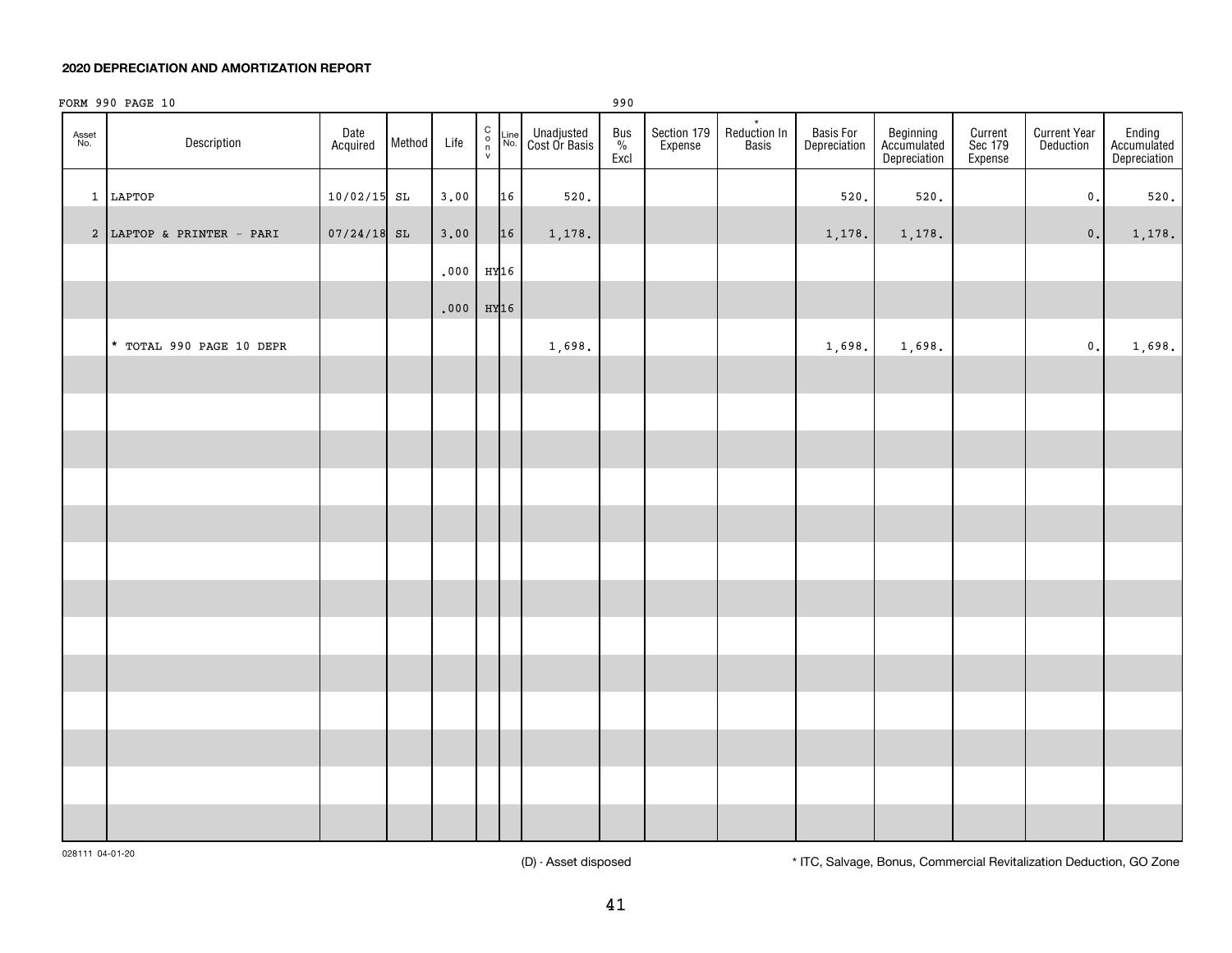**2020 DEPRECIATION AND AMORTIZATION REPORT**

FORM 990 PAGE 10 990

| Asset No. | Description | Date Acquired | Method | Life | Conv | Line No. | Unadjusted Cost Or Basis | Bus % Excl | Section 179 Expense | * Reduction In Basis | Basis For Depreciation | Beginning Accumulated Depreciation | Current Sec 179 Expense | Current Year Deduction | Ending Accumulated Depreciation |
|---|---|---|---|---|---|---|---|---|---|---|---|---|---|---|---|
| 1 | LAPTOP | 10/02/15 | SL | 3.00 | | 16 | 520. | | | | 520. | 520. | | 0. | 520. |
| 2 | LAPTOP & PRINTER - PARI | 07/24/18 | SL | 3.00 | | 16 | 1,178. | | | | 1,178. | 1,178. | | 0. | 1,178. |
| | | | | .000 | HY | 16 | | | | | | | | | |
| | | | | .000 | HY | 16 | | | | | | | | | |
| | * TOTAL 990 PAGE 10 DEPR | | | | | | 1,698. | | | | 1,698. | 1,698. | | 0. | 1,698. |

028111 04-01-20

(D) - Asset disposed

* ITC, Salvage, Bonus, Commercial Revitalization Deduction, GO Zone